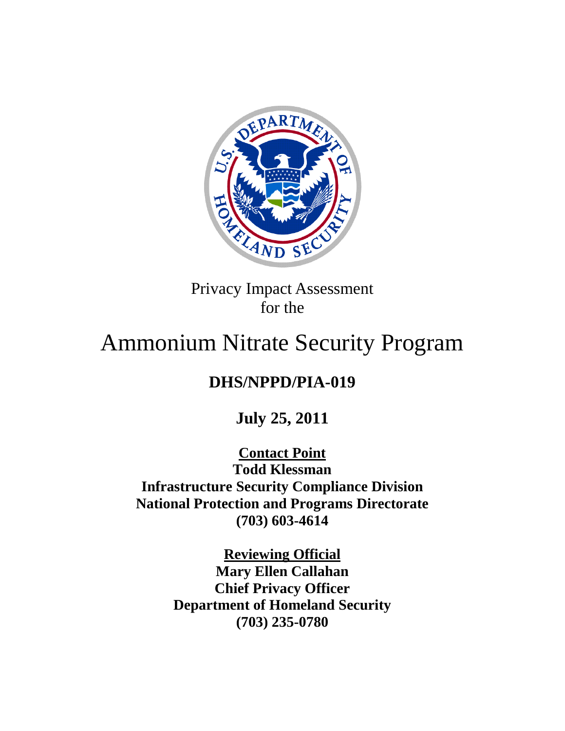Privacy Impact Assessment
for the

# Ammonium Nitrate Security Program

## DHS/NPPD/PIA-019

**July 25, 2011**

**Contact Point**
**Todd Klessman**
**Infrastructure Security Compliance Division**
**National Protection and Programs Directorate**
**(703) 603-4614**

**Reviewing Official**
**Mary Ellen Callahan**
**Chief Privacy Officer**
**Department of Homeland Security**
**(703) 235-0780**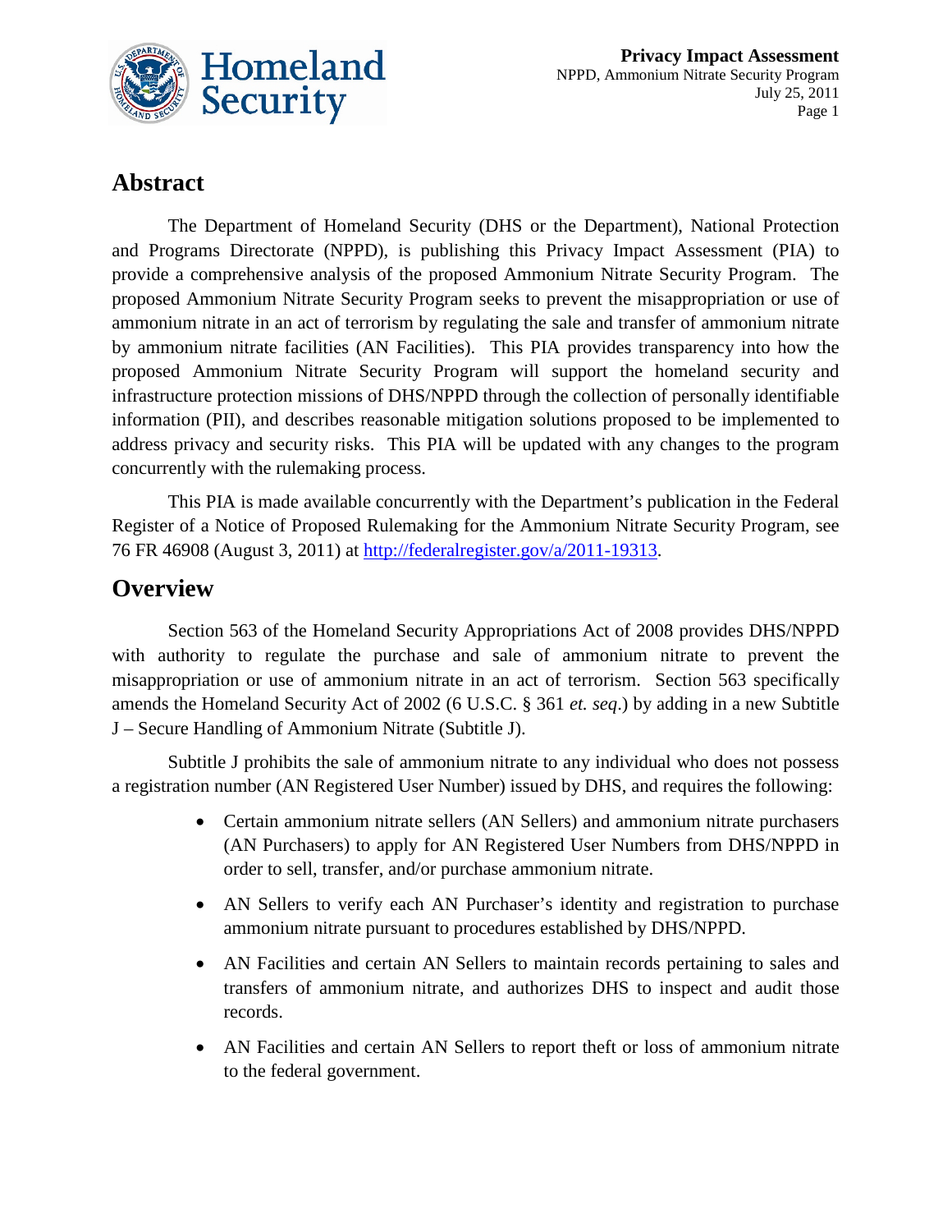## Abstract

The Department of Homeland Security (DHS or the Department), National Protection and Programs Directorate (NPPD), is publishing this Privacy Impact Assessment (PIA) to provide a comprehensive analysis of the proposed Ammonium Nitrate Security Program. The proposed Ammonium Nitrate Security Program seeks to prevent the misappropriation or use of ammonium nitrate in an act of terrorism by regulating the sale and transfer of ammonium nitrate by ammonium nitrate facilities (AN Facilities). This PIA provides transparency into how the proposed Ammonium Nitrate Security Program will support the homeland security and infrastructure protection missions of DHS/NPPD through the collection of personally identifiable information (PII), and describes reasonable mitigation solutions proposed to be implemented to address privacy and security risks. This PIA will be updated with any changes to the program concurrently with the rulemaking process.

This PIA is made available concurrently with the Department's publication in the Federal Register of a Notice of Proposed Rulemaking for the Ammonium Nitrate Security Program, see 76 FR 46908 (August 3, 2011) at http://federalregister.gov/a/2011-19313.

## Overview

Section 563 of the Homeland Security Appropriations Act of 2008 provides DHS/NPPD with authority to regulate the purchase and sale of ammonium nitrate to prevent the misappropriation or use of ammonium nitrate in an act of terrorism. Section 563 specifically amends the Homeland Security Act of 2002 (6 U.S.C. § 361 *et. seq*.) by adding in a new Subtitle J – Secure Handling of Ammonium Nitrate (Subtitle J).

Subtitle J prohibits the sale of ammonium nitrate to any individual who does not possess a registration number (AN Registered User Number) issued by DHS, and requires the following:

- Certain ammonium nitrate sellers (AN Sellers) and ammonium nitrate purchasers (AN Purchasers) to apply for AN Registered User Numbers from DHS/NPPD in order to sell, transfer, and/or purchase ammonium nitrate.
- AN Sellers to verify each AN Purchaser's identity and registration to purchase ammonium nitrate pursuant to procedures established by DHS/NPPD.
- AN Facilities and certain AN Sellers to maintain records pertaining to sales and transfers of ammonium nitrate, and authorizes DHS to inspect and audit those records.
- AN Facilities and certain AN Sellers to report theft or loss of ammonium nitrate to the federal government.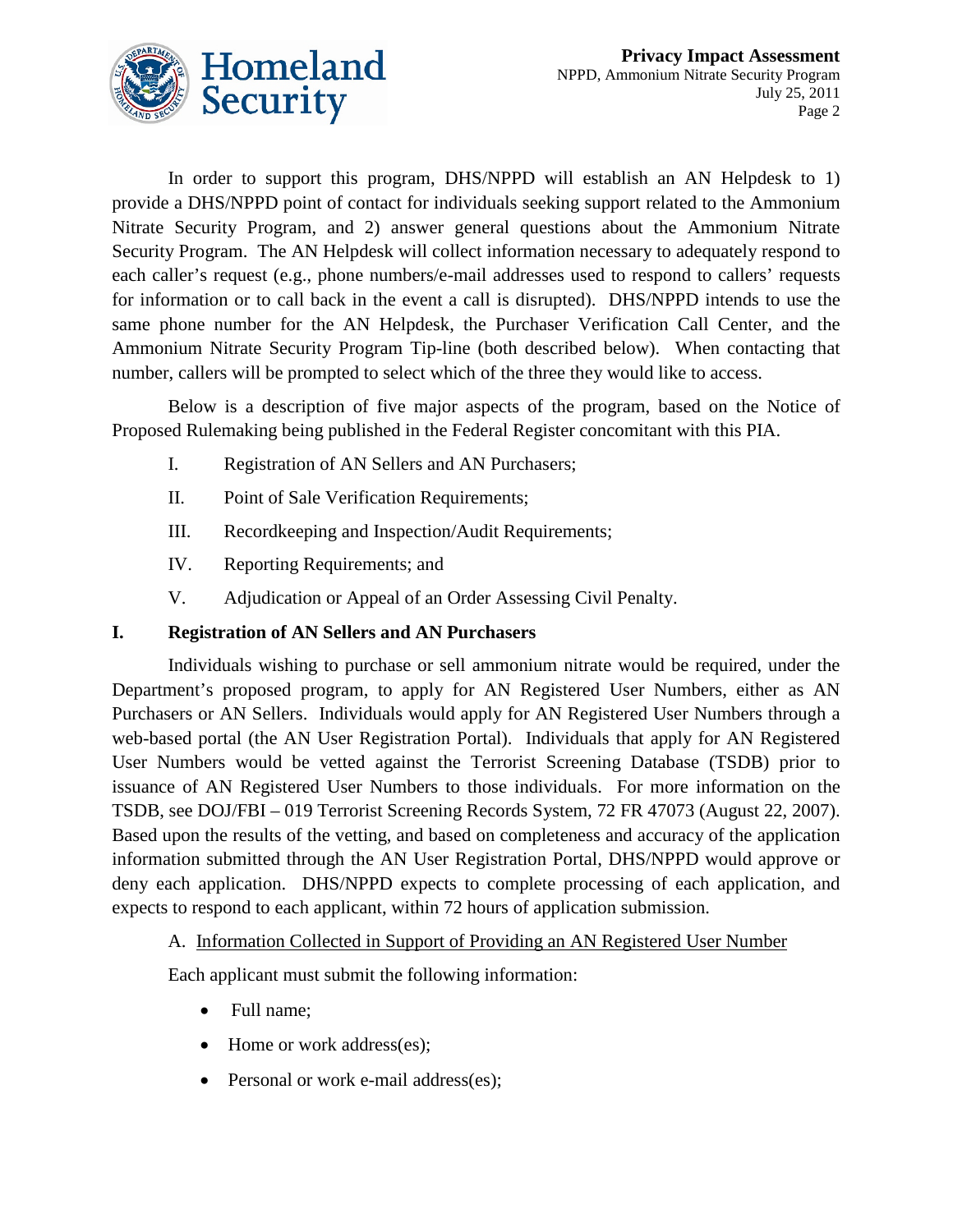In order to support this program, DHS/NPPD will establish an AN Helpdesk to 1) provide a DHS/NPPD point of contact for individuals seeking support related to the Ammonium Nitrate Security Program, and 2) answer general questions about the Ammonium Nitrate Security Program. The AN Helpdesk will collect information necessary to adequately respond to each caller's request (e.g., phone numbers/e-mail addresses used to respond to callers' requests for information or to call back in the event a call is disrupted). DHS/NPPD intends to use the same phone number for the AN Helpdesk, the Purchaser Verification Call Center, and the Ammonium Nitrate Security Program Tip-line (both described below). When contacting that number, callers will be prompted to select which of the three they would like to access.

Below is a description of five major aspects of the program, based on the Notice of Proposed Rulemaking being published in the Federal Register concomitant with this PIA.

I. Registration of AN Sellers and AN Purchasers;

II. Point of Sale Verification Requirements;

III. Recordkeeping and Inspection/Audit Requirements;

IV. Reporting Requirements; and

V. Adjudication or Appeal of an Order Assessing Civil Penalty.

## I. Registration of AN Sellers and AN Purchasers

Individuals wishing to purchase or sell ammonium nitrate would be required, under the Department's proposed program, to apply for AN Registered User Numbers, either as AN Purchasers or AN Sellers. Individuals would apply for AN Registered User Numbers through a web-based portal (the AN User Registration Portal). Individuals that apply for AN Registered User Numbers would be vetted against the Terrorist Screening Database (TSDB) prior to issuance of AN Registered User Numbers to those individuals. For more information on the TSDB, see DOJ/FBI – 019 Terrorist Screening Records System, 72 FR 47073 (August 22, 2007). Based upon the results of the vetting, and based on completeness and accuracy of the application information submitted through the AN User Registration Portal, DHS/NPPD would approve or deny each application. DHS/NPPD expects to complete processing of each application, and expects to respond to each applicant, within 72 hours of application submission.

### A. Information Collected in Support of Providing an AN Registered User Number

Each applicant must submit the following information:

- Full name;
- Home or work address(es);
- Personal or work e-mail address(es);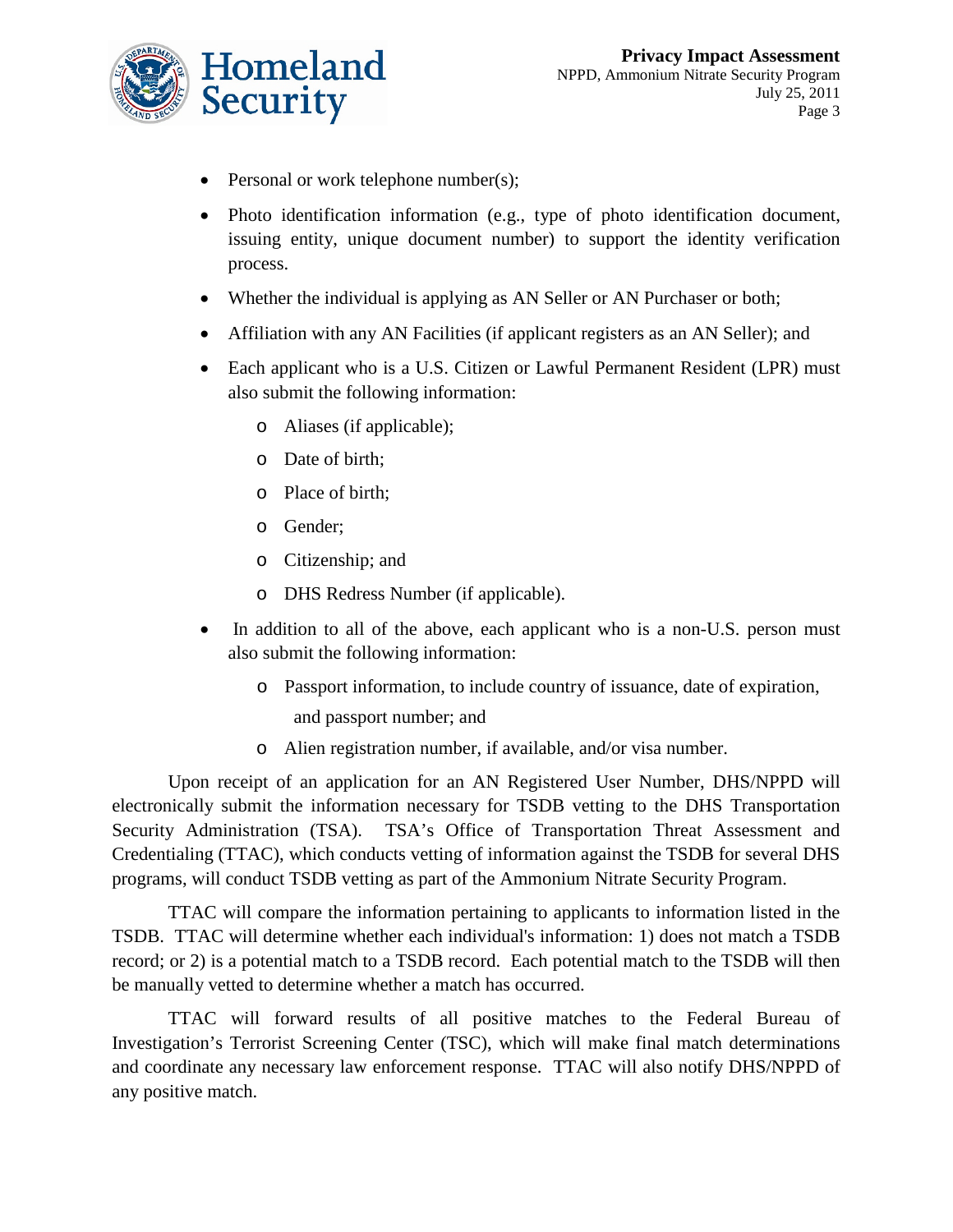- Personal or work telephone number(s);
- Photo identification information (e.g., type of photo identification document, issuing entity, unique document number) to support the identity verification process.
- Whether the individual is applying as AN Seller or AN Purchaser or both;
- Affiliation with any AN Facilities (if applicant registers as an AN Seller); and
- Each applicant who is a U.S. Citizen or Lawful Permanent Resident (LPR) must also submit the following information:
  - Aliases (if applicable);
  - Date of birth;
  - Place of birth;
  - Gender;
  - Citizenship; and
  - DHS Redress Number (if applicable).
- In addition to all of the above, each applicant who is a non-U.S. person must also submit the following information:
  - Passport information, to include country of issuance, date of expiration, and passport number; and
  - Alien registration number, if available, and/or visa number.

Upon receipt of an application for an AN Registered User Number, DHS/NPPD will electronically submit the information necessary for TSDB vetting to the DHS Transportation Security Administration (TSA). TSA's Office of Transportation Threat Assessment and Credentialing (TTAC), which conducts vetting of information against the TSDB for several DHS programs, will conduct TSDB vetting as part of the Ammonium Nitrate Security Program.

TTAC will compare the information pertaining to applicants to information listed in the TSDB. TTAC will determine whether each individual's information: 1) does not match a TSDB record; or 2) is a potential match to a TSDB record. Each potential match to the TSDB will then be manually vetted to determine whether a match has occurred.

TTAC will forward results of all positive matches to the Federal Bureau of Investigation's Terrorist Screening Center (TSC), which will make final match determinations and coordinate any necessary law enforcement response. TTAC will also notify DHS/NPPD of any positive match.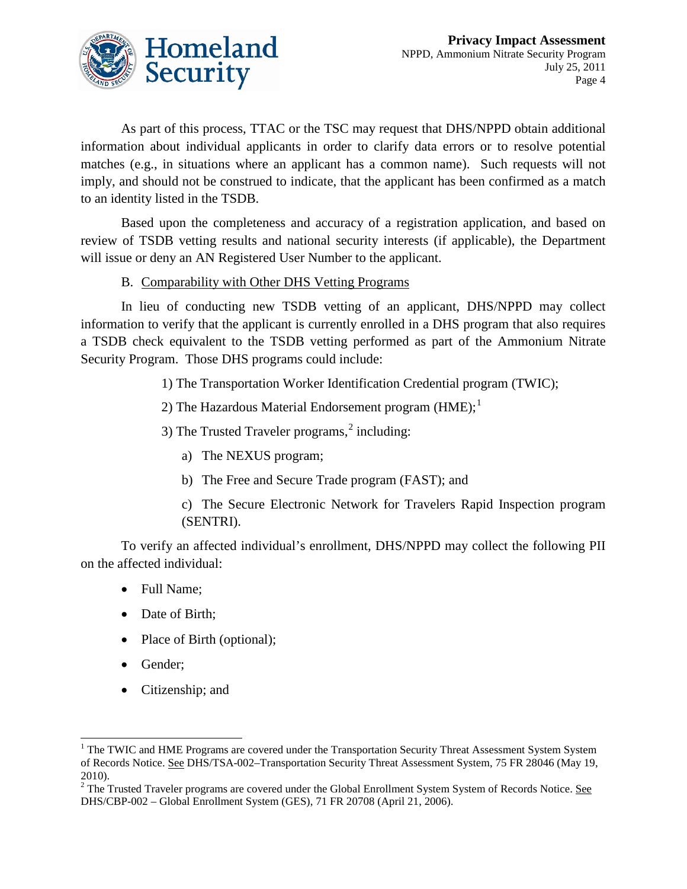As part of this process, TTAC or the TSC may request that DHS/NPPD obtain additional information about individual applicants in order to clarify data errors or to resolve potential matches (e.g., in situations where an applicant has a common name). Such requests will not imply, and should not be construed to indicate, that the applicant has been confirmed as a match to an identity listed in the TSDB.

Based upon the completeness and accuracy of a registration application, and based on review of TSDB vetting results and national security interests (if applicable), the Department will issue or deny an AN Registered User Number to the applicant.

### B. Comparability with Other DHS Vetting Programs

In lieu of conducting new TSDB vetting of an applicant, DHS/NPPD may collect information to verify that the applicant is currently enrolled in a DHS program that also requires a TSDB check equivalent to the TSDB vetting performed as part of the Ammonium Nitrate Security Program. Those DHS programs could include:

1) The Transportation Worker Identification Credential program (TWIC);

2) The Hazardous Material Endorsement program (HME);[1]

3) The Trusted Traveler programs,[2] including:

   a) The NEXUS program;

   b) The Free and Secure Trade program (FAST); and

   c) The Secure Electronic Network for Travelers Rapid Inspection program (SENTRI).

To verify an affected individual's enrollment, DHS/NPPD may collect the following PII on the affected individual:

- Full Name;
- Date of Birth;
- Place of Birth (optional);
- Gender;
- Citizenship; and

---

[1] The TWIC and HME Programs are covered under the Transportation Security Threat Assessment System System of Records Notice. See DHS/TSA-002–Transportation Security Threat Assessment System, 75 FR 28046 (May 19, 2010).

[2] The Trusted Traveler programs are covered under the Global Enrollment System System of Records Notice. See DHS/CBP-002 – Global Enrollment System (GES), 71 FR 20708 (April 21, 2006).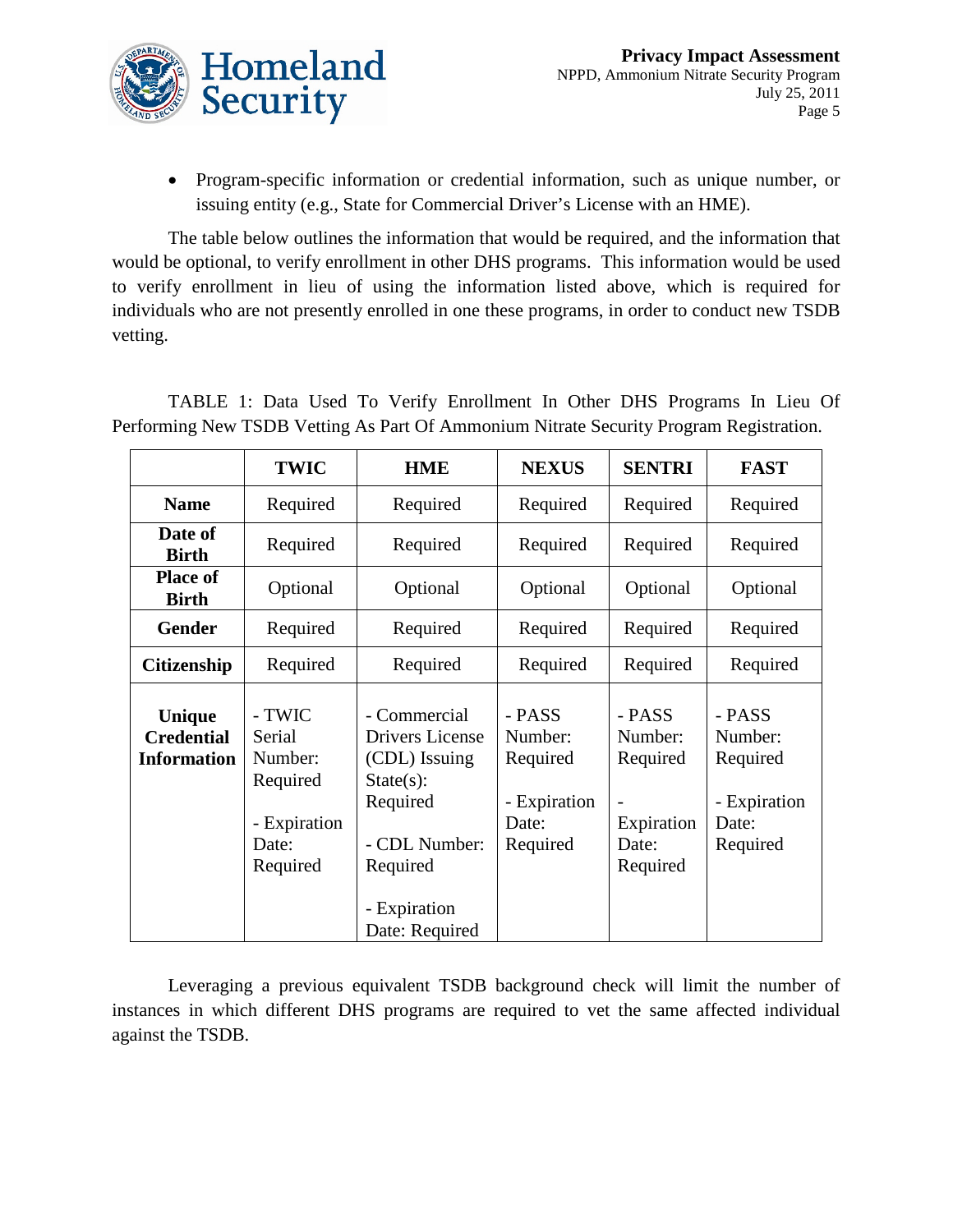- Program-specific information or credential information, such as unique number, or issuing entity (e.g., State for Commercial Driver's License with an HME).

The table below outlines the information that would be required, and the information that would be optional, to verify enrollment in other DHS programs. This information would be used to verify enrollment in lieu of using the information listed above, which is required for individuals who are not presently enrolled in one these programs, in order to conduct new TSDB vetting.

TABLE 1: Data Used To Verify Enrollment In Other DHS Programs In Lieu Of Performing New TSDB Vetting As Part Of Ammonium Nitrate Security Program Registration.

| | TWIC | HME | NEXUS | SENTRI | FAST |
|---|---|---|---|---|---|
| **Name** | Required | Required | Required | Required | Required |
| **Date of Birth** | Required | Required | Required | Required | Required |
| **Place of Birth** | Optional | Optional | Optional | Optional | Optional |
| **Gender** | Required | Required | Required | Required | Required |
| **Citizenship** | Required | Required | Required | Required | Required |
| **Unique Credential Information** | - TWIC Serial Number: Required<br><br>- Expiration Date: Required | - Commercial Drivers License (CDL) Issuing State(s): Required<br><br>- CDL Number: Required<br><br>- Expiration Date: Required | - PASS Number: Required<br><br>- Expiration Date: Required | - PASS Number: Required<br><br>- Expiration Date: Required | - PASS Number: Required<br><br>- Expiration Date: Required |

Leveraging a previous equivalent TSDB background check will limit the number of instances in which different DHS programs are required to vet the same affected individual against the TSDB.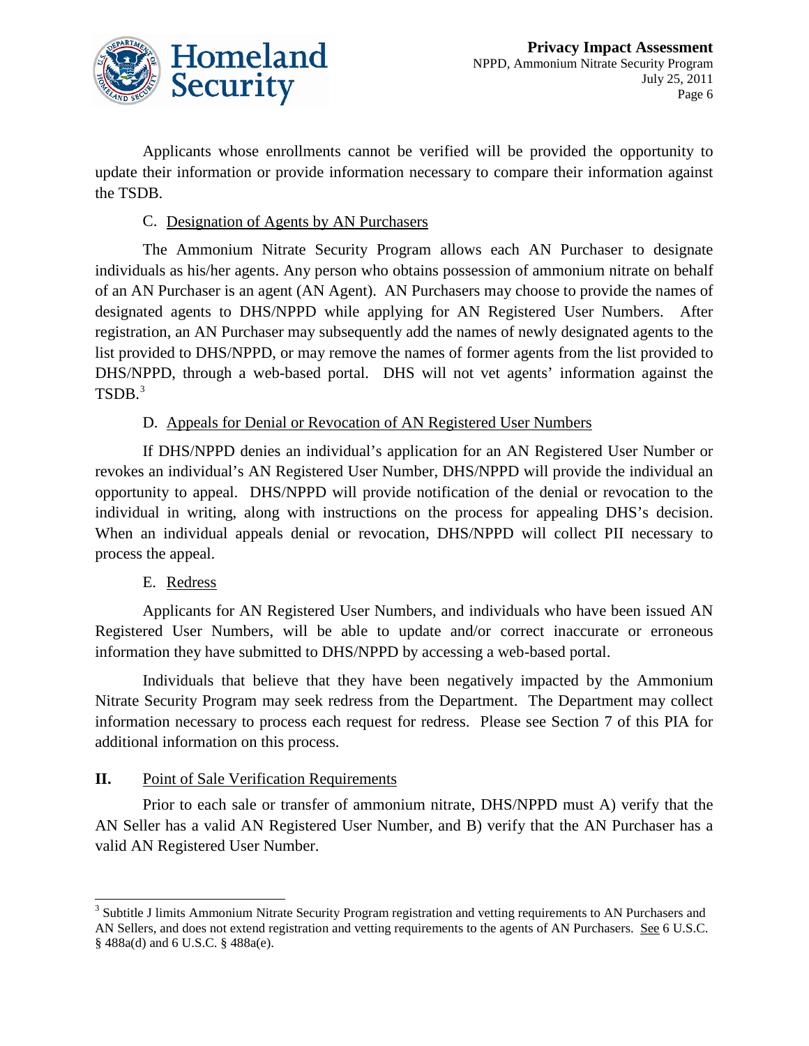Applicants whose enrollments cannot be verified will be provided the opportunity to update their information or provide information necessary to compare their information against the TSDB.

### C. Designation of Agents by AN Purchasers

The Ammonium Nitrate Security Program allows each AN Purchaser to designate individuals as his/her agents. Any person who obtains possession of ammonium nitrate on behalf of an AN Purchaser is an agent (AN Agent). AN Purchasers may choose to provide the names of designated agents to DHS/NPPD while applying for AN Registered User Numbers. After registration, an AN Purchaser may subsequently add the names of newly designated agents to the list provided to DHS/NPPD, or may remove the names of former agents from the list provided to DHS/NPPD, through a web-based portal. DHS will not vet agents' information against the TSDB.[3]

### D. Appeals for Denial or Revocation of AN Registered User Numbers

If DHS/NPPD denies an individual's application for an AN Registered User Number or revokes an individual's AN Registered User Number, DHS/NPPD will provide the individual an opportunity to appeal. DHS/NPPD will provide notification of the denial or revocation to the individual in writing, along with instructions on the process for appealing DHS's decision. When an individual appeals denial or revocation, DHS/NPPD will collect PII necessary to process the appeal.

### E. Redress

Applicants for AN Registered User Numbers, and individuals who have been issued AN Registered User Numbers, will be able to update and/or correct inaccurate or erroneous information they have submitted to DHS/NPPD by accessing a web-based portal.

Individuals that believe that they have been negatively impacted by the Ammonium Nitrate Security Program may seek redress from the Department. The Department may collect information necessary to process each request for redress. Please see Section 7 of this PIA for additional information on this process.

## II. Point of Sale Verification Requirements

Prior to each sale or transfer of ammonium nitrate, DHS/NPPD must A) verify that the AN Seller has a valid AN Registered User Number, and B) verify that the AN Purchaser has a valid AN Registered User Number.

---

[3] Subtitle J limits Ammonium Nitrate Security Program registration and vetting requirements to AN Purchasers and AN Sellers, and does not extend registration and vetting requirements to the agents of AN Purchasers. See 6 U.S.C. § 488a(d) and 6 U.S.C. § 488a(e).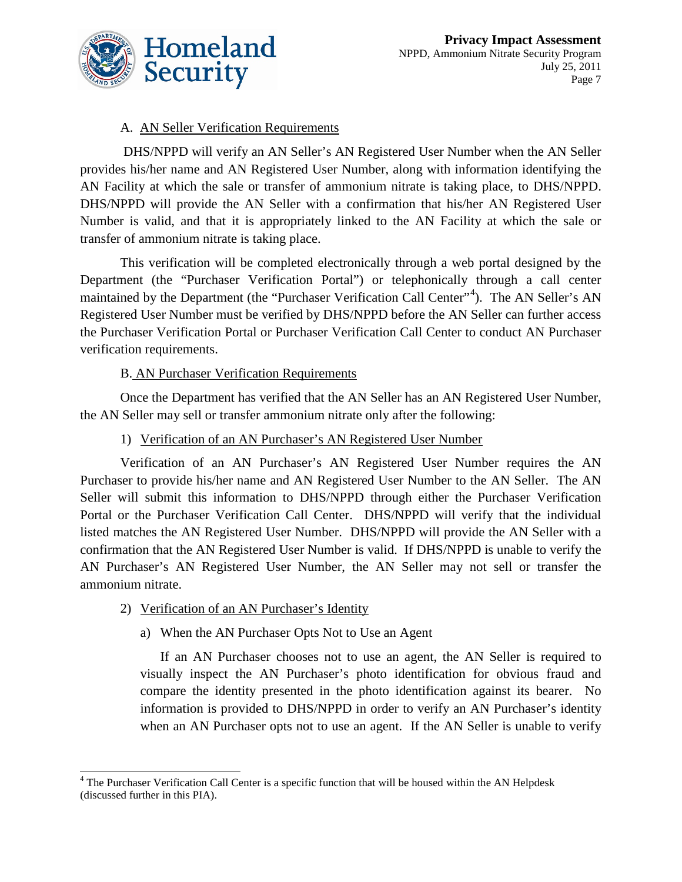A. AN Seller Verification Requirements

DHS/NPPD will verify an AN Seller's AN Registered User Number when the AN Seller provides his/her name and AN Registered User Number, along with information identifying the AN Facility at which the sale or transfer of ammonium nitrate is taking place, to DHS/NPPD. DHS/NPPD will provide the AN Seller with a confirmation that his/her AN Registered User Number is valid, and that it is appropriately linked to the AN Facility at which the sale or transfer of ammonium nitrate is taking place.

This verification will be completed electronically through a web portal designed by the Department (the "Purchaser Verification Portal") or telephonically through a call center maintained by the Department (the "Purchaser Verification Call Center"[4]). The AN Seller's AN Registered User Number must be verified by DHS/NPPD before the AN Seller can further access the Purchaser Verification Portal or Purchaser Verification Call Center to conduct AN Purchaser verification requirements.

B. AN Purchaser Verification Requirements

Once the Department has verified that the AN Seller has an AN Registered User Number, the AN Seller may sell or transfer ammonium nitrate only after the following:

1) Verification of an AN Purchaser's AN Registered User Number

Verification of an AN Purchaser's AN Registered User Number requires the AN Purchaser to provide his/her name and AN Registered User Number to the AN Seller. The AN Seller will submit this information to DHS/NPPD through either the Purchaser Verification Portal or the Purchaser Verification Call Center. DHS/NPPD will verify that the individual listed matches the AN Registered User Number. DHS/NPPD will provide the AN Seller with a confirmation that the AN Registered User Number is valid. If DHS/NPPD is unable to verify the AN Purchaser's AN Registered User Number, the AN Seller may not sell or transfer the ammonium nitrate.

2) Verification of an AN Purchaser's Identity

a) When the AN Purchaser Opts Not to Use an Agent

If an AN Purchaser chooses not to use an agent, the AN Seller is required to visually inspect the AN Purchaser's photo identification for obvious fraud and compare the identity presented in the photo identification against its bearer. No information is provided to DHS/NPPD in order to verify an AN Purchaser's identity when an AN Purchaser opts not to use an agent. If the AN Seller is unable to verify

[4] The Purchaser Verification Call Center is a specific function that will be housed within the AN Helpdesk (discussed further in this PIA).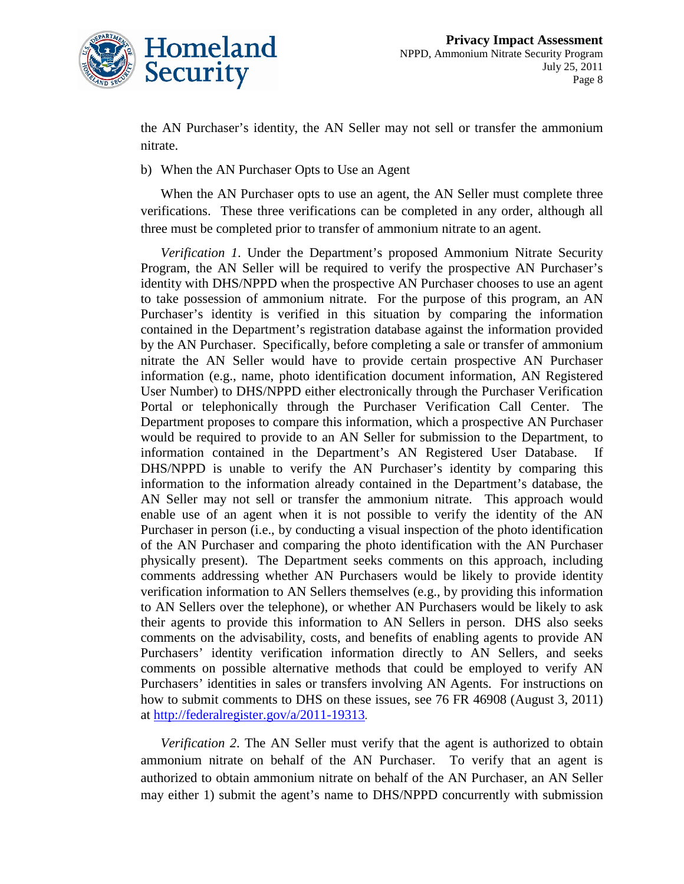the AN Purchaser's identity, the AN Seller may not sell or transfer the ammonium nitrate.

b) When the AN Purchaser Opts to Use an Agent

When the AN Purchaser opts to use an agent, the AN Seller must complete three verifications. These three verifications can be completed in any order, although all three must be completed prior to transfer of ammonium nitrate to an agent.

*Verification 1*. Under the Department's proposed Ammonium Nitrate Security Program, the AN Seller will be required to verify the prospective AN Purchaser's identity with DHS/NPPD when the prospective AN Purchaser chooses to use an agent to take possession of ammonium nitrate. For the purpose of this program, an AN Purchaser's identity is verified in this situation by comparing the information contained in the Department's registration database against the information provided by the AN Purchaser. Specifically, before completing a sale or transfer of ammonium nitrate the AN Seller would have to provide certain prospective AN Purchaser information (e.g., name, photo identification document information, AN Registered User Number) to DHS/NPPD either electronically through the Purchaser Verification Portal or telephonically through the Purchaser Verification Call Center. The Department proposes to compare this information, which a prospective AN Purchaser would be required to provide to an AN Seller for submission to the Department, to information contained in the Department's AN Registered User Database. If DHS/NPPD is unable to verify the AN Purchaser's identity by comparing this information to the information already contained in the Department's database, the AN Seller may not sell or transfer the ammonium nitrate. This approach would enable use of an agent when it is not possible to verify the identity of the AN Purchaser in person (i.e., by conducting a visual inspection of the photo identification of the AN Purchaser and comparing the photo identification with the AN Purchaser physically present). The Department seeks comments on this approach, including comments addressing whether AN Purchasers would be likely to provide identity verification information to AN Sellers themselves (e.g., by providing this information to AN Sellers over the telephone), or whether AN Purchasers would be likely to ask their agents to provide this information to AN Sellers in person. DHS also seeks comments on the advisability, costs, and benefits of enabling agents to provide AN Purchasers' identity verification information directly to AN Sellers, and seeks comments on possible alternative methods that could be employed to verify AN Purchasers' identities in sales or transfers involving AN Agents. For instructions on how to submit comments to DHS on these issues, see 76 FR 46908 (August 3, 2011) at http://federalregister.gov/a/2011-19313.

*Verification 2*. The AN Seller must verify that the agent is authorized to obtain ammonium nitrate on behalf of the AN Purchaser. To verify that an agent is authorized to obtain ammonium nitrate on behalf of the AN Purchaser, an AN Seller may either 1) submit the agent's name to DHS/NPPD concurrently with submission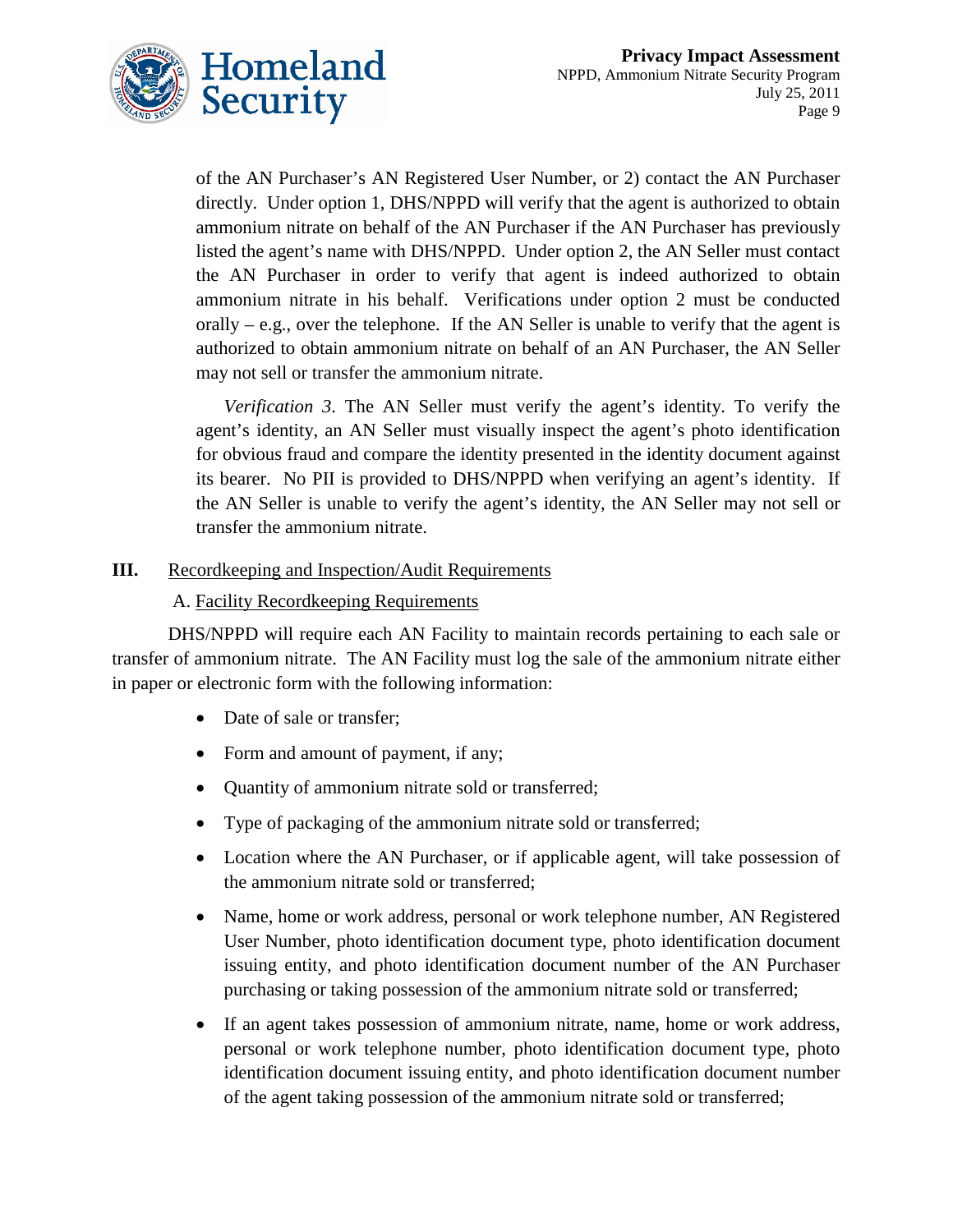of the AN Purchaser's AN Registered User Number, or 2) contact the AN Purchaser directly. Under option 1, DHS/NPPD will verify that the agent is authorized to obtain ammonium nitrate on behalf of the AN Purchaser if the AN Purchaser has previously listed the agent's name with DHS/NPPD. Under option 2, the AN Seller must contact the AN Purchaser in order to verify that agent is indeed authorized to obtain ammonium nitrate in his behalf. Verifications under option 2 must be conducted orally – e.g., over the telephone. If the AN Seller is unable to verify that the agent is authorized to obtain ammonium nitrate on behalf of an AN Purchaser, the AN Seller may not sell or transfer the ammonium nitrate.

*Verification 3*. The AN Seller must verify the agent's identity. To verify the agent's identity, an AN Seller must visually inspect the agent's photo identification for obvious fraud and compare the identity presented in the identity document against its bearer. No PII is provided to DHS/NPPD when verifying an agent's identity. If the AN Seller is unable to verify the agent's identity, the AN Seller may not sell or transfer the ammonium nitrate.

## III. Recordkeeping and Inspection/Audit Requirements

### A. Facility Recordkeeping Requirements

DHS/NPPD will require each AN Facility to maintain records pertaining to each sale or transfer of ammonium nitrate. The AN Facility must log the sale of the ammonium nitrate either in paper or electronic form with the following information:

- Date of sale or transfer;
- Form and amount of payment, if any;
- Quantity of ammonium nitrate sold or transferred;
- Type of packaging of the ammonium nitrate sold or transferred;
- Location where the AN Purchaser, or if applicable agent, will take possession of the ammonium nitrate sold or transferred;
- Name, home or work address, personal or work telephone number, AN Registered User Number, photo identification document type, photo identification document issuing entity, and photo identification document number of the AN Purchaser purchasing or taking possession of the ammonium nitrate sold or transferred;
- If an agent takes possession of ammonium nitrate, name, home or work address, personal or work telephone number, photo identification document type, photo identification document issuing entity, and photo identification document number of the agent taking possession of the ammonium nitrate sold or transferred;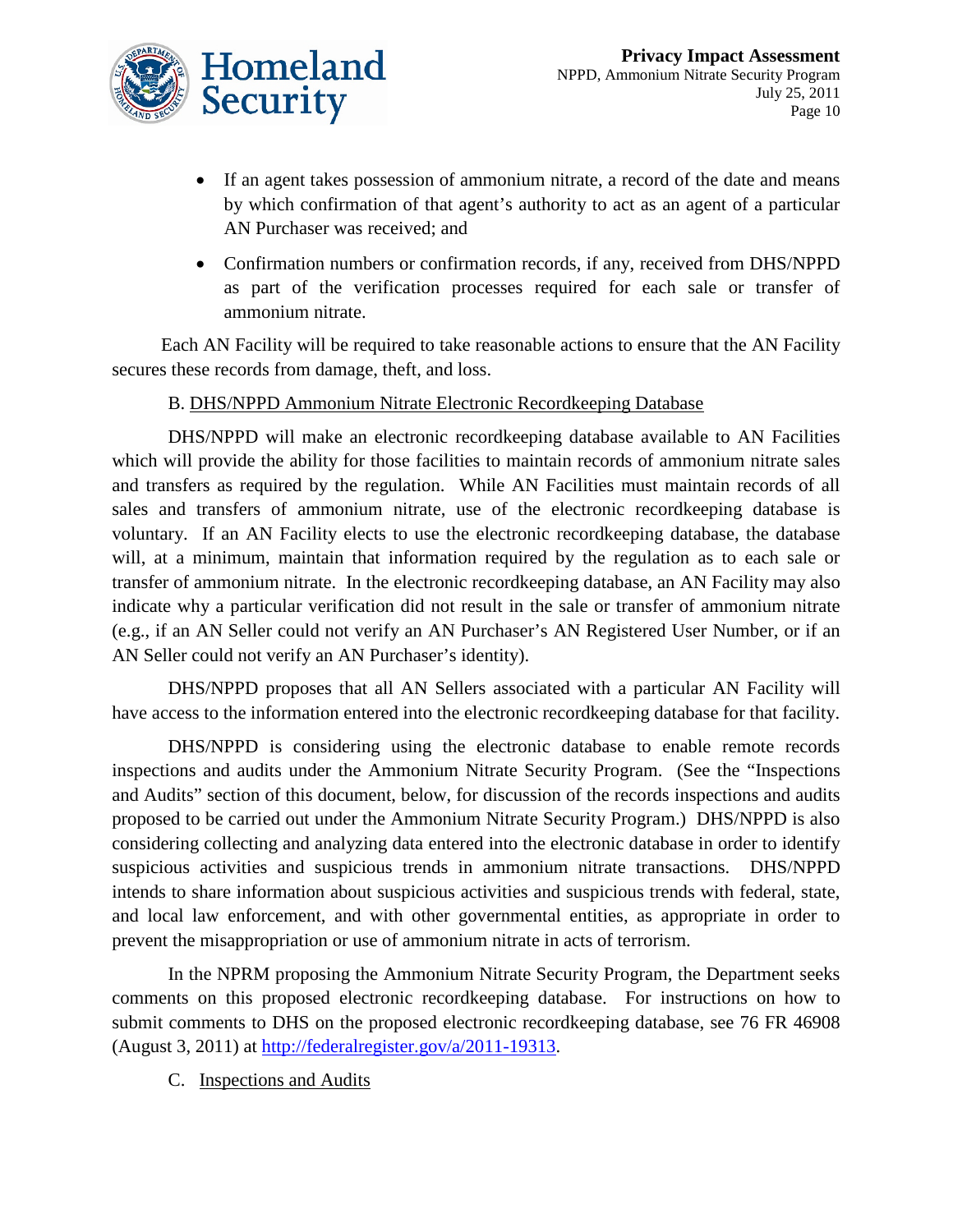- If an agent takes possession of ammonium nitrate, a record of the date and means by which confirmation of that agent's authority to act as an agent of a particular AN Purchaser was received; and
- Confirmation numbers or confirmation records, if any, received from DHS/NPPD as part of the verification processes required for each sale or transfer of ammonium nitrate.

Each AN Facility will be required to take reasonable actions to ensure that the AN Facility secures these records from damage, theft, and loss.

### B. DHS/NPPD Ammonium Nitrate Electronic Recordkeeping Database

DHS/NPPD will make an electronic recordkeeping database available to AN Facilities which will provide the ability for those facilities to maintain records of ammonium nitrate sales and transfers as required by the regulation. While AN Facilities must maintain records of all sales and transfers of ammonium nitrate, use of the electronic recordkeeping database is voluntary. If an AN Facility elects to use the electronic recordkeeping database, the database will, at a minimum, maintain that information required by the regulation as to each sale or transfer of ammonium nitrate. In the electronic recordkeeping database, an AN Facility may also indicate why a particular verification did not result in the sale or transfer of ammonium nitrate (e.g., if an AN Seller could not verify an AN Purchaser's AN Registered User Number, or if an AN Seller could not verify an AN Purchaser's identity).

DHS/NPPD proposes that all AN Sellers associated with a particular AN Facility will have access to the information entered into the electronic recordkeeping database for that facility.

DHS/NPPD is considering using the electronic database to enable remote records inspections and audits under the Ammonium Nitrate Security Program. (See the "Inspections and Audits" section of this document, below, for discussion of the records inspections and audits proposed to be carried out under the Ammonium Nitrate Security Program.) DHS/NPPD is also considering collecting and analyzing data entered into the electronic database in order to identify suspicious activities and suspicious trends in ammonium nitrate transactions. DHS/NPPD intends to share information about suspicious activities and suspicious trends with federal, state, and local law enforcement, and with other governmental entities, as appropriate in order to prevent the misappropriation or use of ammonium nitrate in acts of terrorism.

In the NPRM proposing the Ammonium Nitrate Security Program, the Department seeks comments on this proposed electronic recordkeeping database. For instructions on how to submit comments to DHS on the proposed electronic recordkeeping database, see 76 FR 46908 (August 3, 2011) at [http://federalregister.gov/a/2011-19313](http://federalregister.gov/a/2011-19313).

### C. Inspections and Audits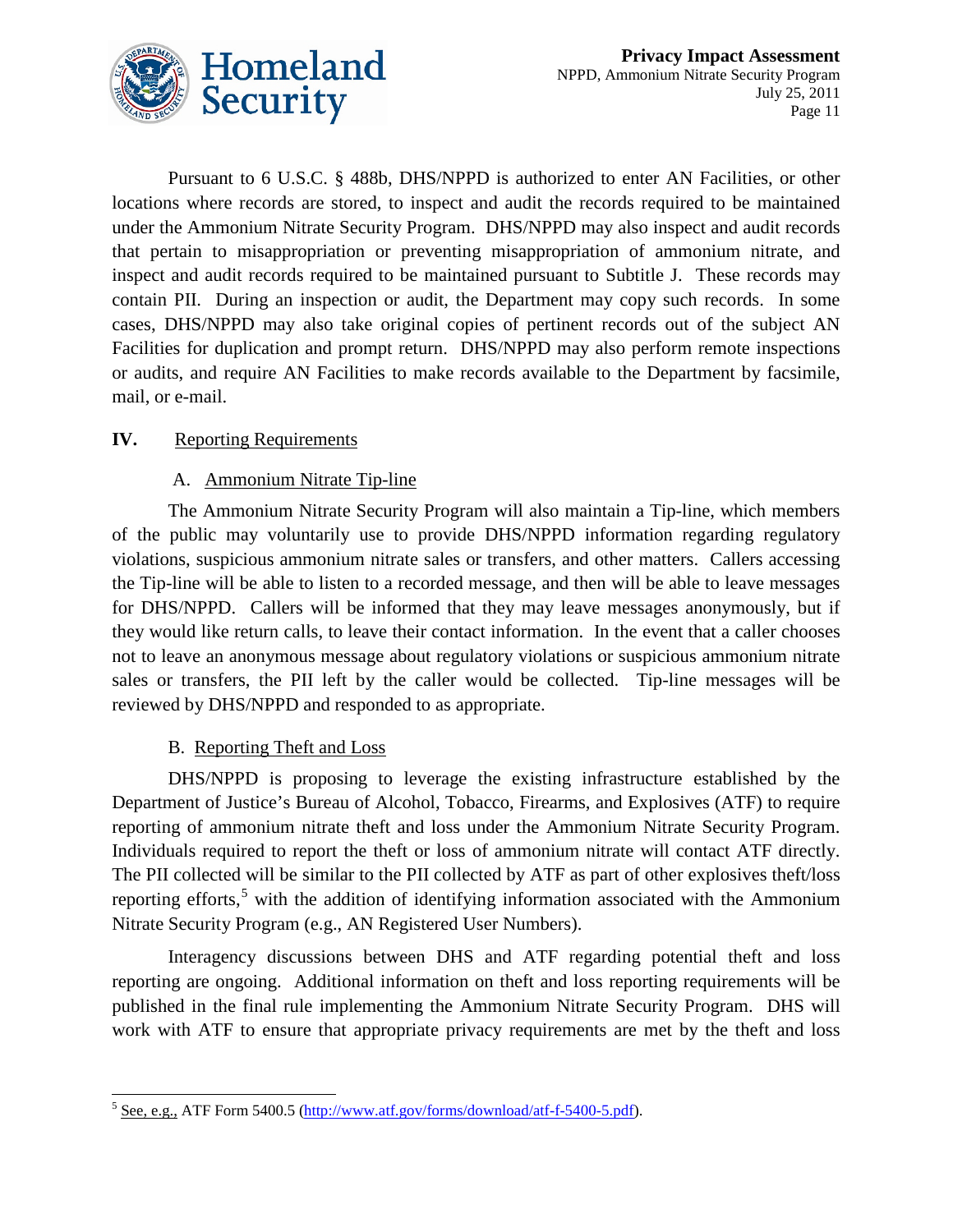Pursuant to 6 U.S.C. § 488b, DHS/NPPD is authorized to enter AN Facilities, or other locations where records are stored, to inspect and audit the records required to be maintained under the Ammonium Nitrate Security Program. DHS/NPPD may also inspect and audit records that pertain to misappropriation or preventing misappropriation of ammonium nitrate, and inspect and audit records required to be maintained pursuant to Subtitle J. These records may contain PII. During an inspection or audit, the Department may copy such records. In some cases, DHS/NPPD may also take original copies of pertinent records out of the subject AN Facilities for duplication and prompt return. DHS/NPPD may also perform remote inspections or audits, and require AN Facilities to make records available to the Department by facsimile, mail, or e-mail.

## IV. Reporting Requirements

### A. Ammonium Nitrate Tip-line

The Ammonium Nitrate Security Program will also maintain a Tip-line, which members of the public may voluntarily use to provide DHS/NPPD information regarding regulatory violations, suspicious ammonium nitrate sales or transfers, and other matters. Callers accessing the Tip-line will be able to listen to a recorded message, and then will be able to leave messages for DHS/NPPD. Callers will be informed that they may leave messages anonymously, but if they would like return calls, to leave their contact information. In the event that a caller chooses not to leave an anonymous message about regulatory violations or suspicious ammonium nitrate sales or transfers, the PII left by the caller would be collected. Tip-line messages will be reviewed by DHS/NPPD and responded to as appropriate.

### B. Reporting Theft and Loss

DHS/NPPD is proposing to leverage the existing infrastructure established by the Department of Justice's Bureau of Alcohol, Tobacco, Firearms, and Explosives (ATF) to require reporting of ammonium nitrate theft and loss under the Ammonium Nitrate Security Program. Individuals required to report the theft or loss of ammonium nitrate will contact ATF directly. The PII collected will be similar to the PII collected by ATF as part of other explosives theft/loss reporting efforts,[5] with the addition of identifying information associated with the Ammonium Nitrate Security Program (e.g., AN Registered User Numbers).

Interagency discussions between DHS and ATF regarding potential theft and loss reporting are ongoing. Additional information on theft and loss reporting requirements will be published in the final rule implementing the Ammonium Nitrate Security Program. DHS will work with ATF to ensure that appropriate privacy requirements are met by the theft and loss

---

[5] See, e.g., ATF Form 5400.5 (http://www.atf.gov/forms/download/atf-f-5400-5.pdf).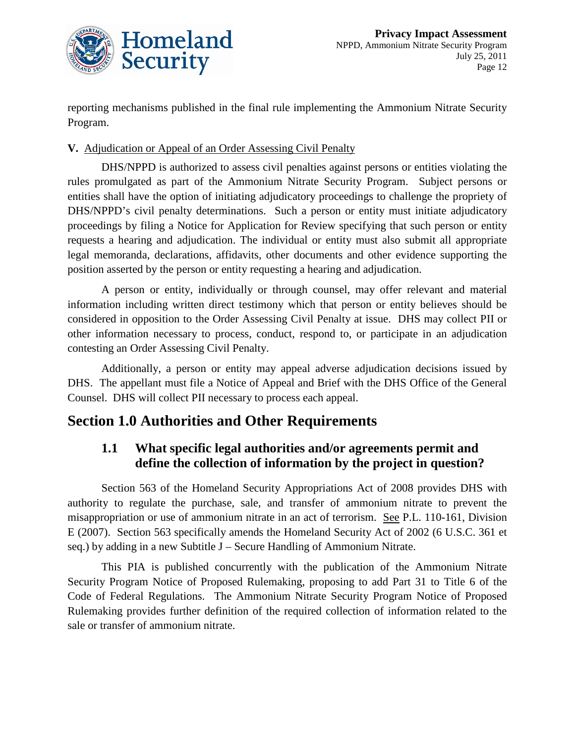reporting mechanisms published in the final rule implementing the Ammonium Nitrate Security Program.

**V.** Adjudication or Appeal of an Order Assessing Civil Penalty

DHS/NPPD is authorized to assess civil penalties against persons or entities violating the rules promulgated as part of the Ammonium Nitrate Security Program. Subject persons or entities shall have the option of initiating adjudicatory proceedings to challenge the propriety of DHS/NPPD's civil penalty determinations. Such a person or entity must initiate adjudicatory proceedings by filing a Notice for Application for Review specifying that such person or entity requests a hearing and adjudication. The individual or entity must also submit all appropriate legal memoranda, declarations, affidavits, other documents and other evidence supporting the position asserted by the person or entity requesting a hearing and adjudication.

A person or entity, individually or through counsel, may offer relevant and material information including written direct testimony which that person or entity believes should be considered in opposition to the Order Assessing Civil Penalty at issue. DHS may collect PII or other information necessary to process, conduct, respond to, or participate in an adjudication contesting an Order Assessing Civil Penalty.

Additionally, a person or entity may appeal adverse adjudication decisions issued by DHS. The appellant must file a Notice of Appeal and Brief with the DHS Office of the General Counsel. DHS will collect PII necessary to process each appeal.

## Section 1.0 Authorities and Other Requirements

### 1.1 What specific legal authorities and/or agreements permit and define the collection of information by the project in question?

Section 563 of the Homeland Security Appropriations Act of 2008 provides DHS with authority to regulate the purchase, sale, and transfer of ammonium nitrate to prevent the misappropriation or use of ammonium nitrate in an act of terrorism. See P.L. 110-161, Division E (2007). Section 563 specifically amends the Homeland Security Act of 2002 (6 U.S.C. 361 et seq.) by adding in a new Subtitle J – Secure Handling of Ammonium Nitrate.

This PIA is published concurrently with the publication of the Ammonium Nitrate Security Program Notice of Proposed Rulemaking, proposing to add Part 31 to Title 6 of the Code of Federal Regulations. The Ammonium Nitrate Security Program Notice of Proposed Rulemaking provides further definition of the required collection of information related to the sale or transfer of ammonium nitrate.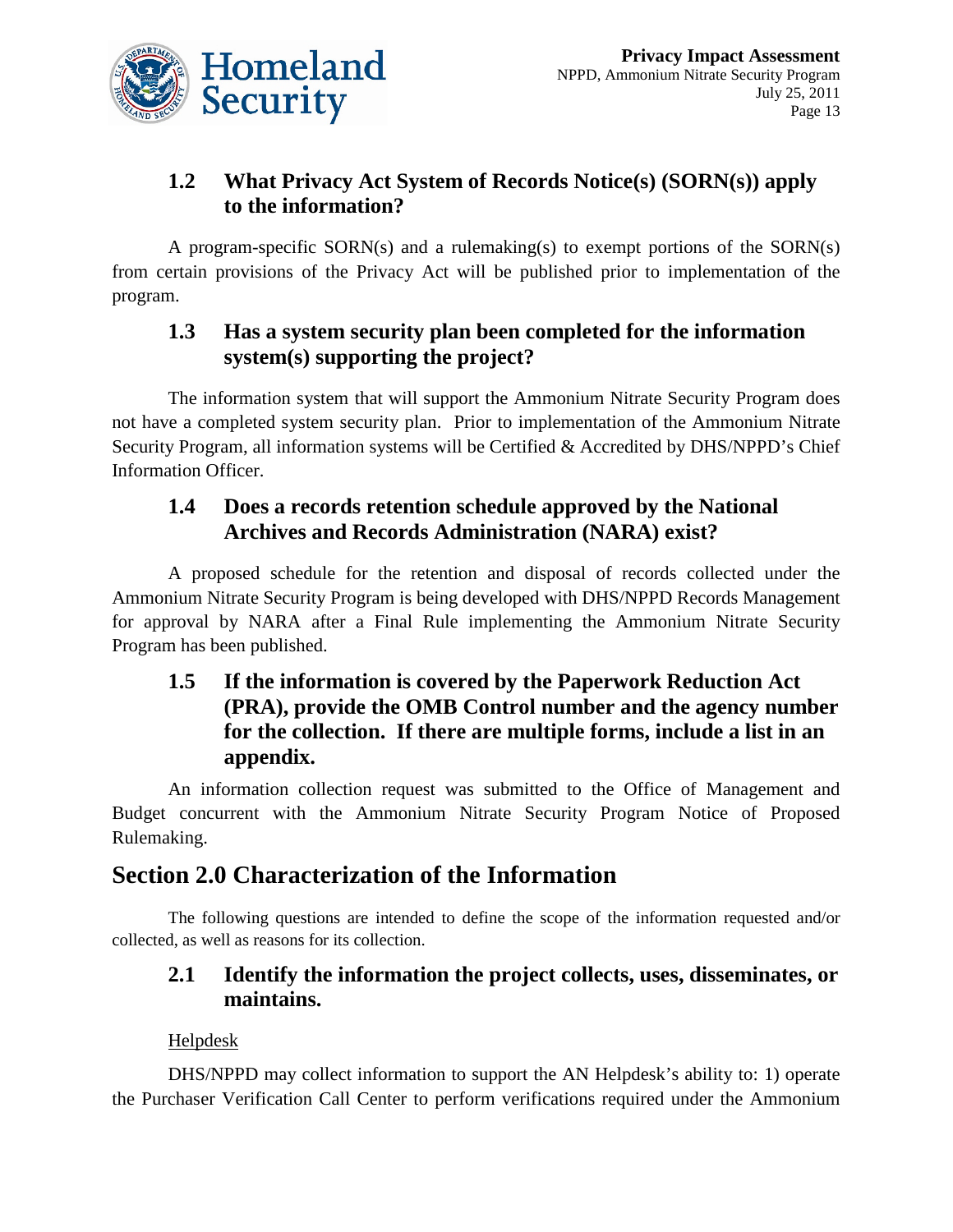### 1.2 What Privacy Act System of Records Notice(s) (SORN(s)) apply to the information?

A program-specific SORN(s) and a rulemaking(s) to exempt portions of the SORN(s) from certain provisions of the Privacy Act will be published prior to implementation of the program.

### 1.3 Has a system security plan been completed for the information system(s) supporting the project?

The information system that will support the Ammonium Nitrate Security Program does not have a completed system security plan. Prior to implementation of the Ammonium Nitrate Security Program, all information systems will be Certified & Accredited by DHS/NPPD's Chief Information Officer.

### 1.4 Does a records retention schedule approved by the National Archives and Records Administration (NARA) exist?

A proposed schedule for the retention and disposal of records collected under the Ammonium Nitrate Security Program is being developed with DHS/NPPD Records Management for approval by NARA after a Final Rule implementing the Ammonium Nitrate Security Program has been published.

### 1.5 If the information is covered by the Paperwork Reduction Act (PRA), provide the OMB Control number and the agency number for the collection. If there are multiple forms, include a list in an appendix.

An information collection request was submitted to the Office of Management and Budget concurrent with the Ammonium Nitrate Security Program Notice of Proposed Rulemaking.

## Section 2.0 Characterization of the Information

The following questions are intended to define the scope of the information requested and/or collected, as well as reasons for its collection.

### 2.1 Identify the information the project collects, uses, disseminates, or maintains.

Helpdesk

DHS/NPPD may collect information to support the AN Helpdesk's ability to: 1) operate the Purchaser Verification Call Center to perform verifications required under the Ammonium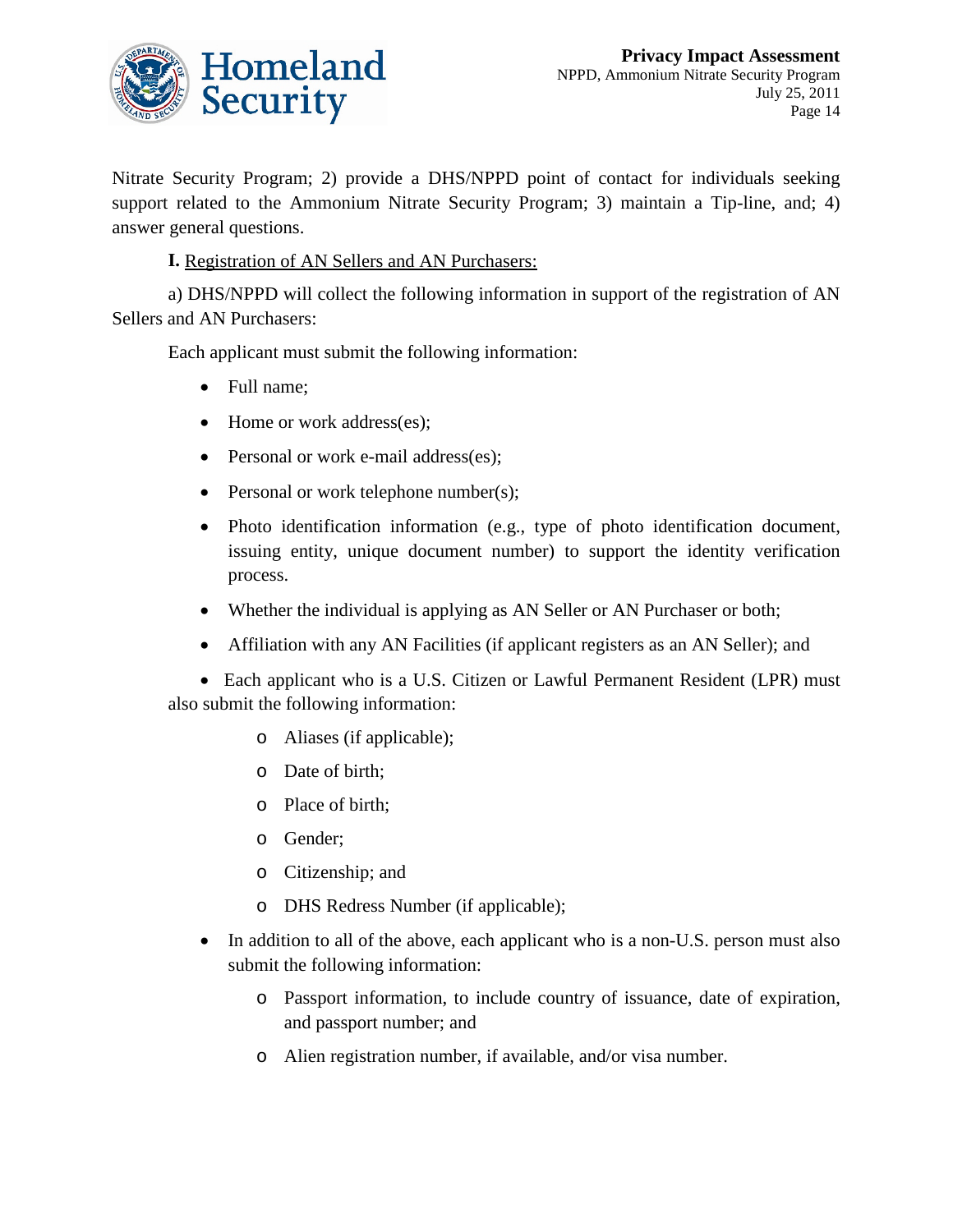Nitrate Security Program; 2) provide a DHS/NPPD point of contact for individuals seeking support related to the Ammonium Nitrate Security Program; 3) maintain a Tip-line, and; 4) answer general questions.

**I.** Registration of AN Sellers and AN Purchasers:

a) DHS/NPPD will collect the following information in support of the registration of AN Sellers and AN Purchasers:

Each applicant must submit the following information:

- Full name;
- Home or work address(es);
- Personal or work e-mail address(es);
- Personal or work telephone number(s);
- Photo identification information (e.g., type of photo identification document, issuing entity, unique document number) to support the identity verification process.
- Whether the individual is applying as AN Seller or AN Purchaser or both;
- Affiliation with any AN Facilities (if applicant registers as an AN Seller); and
- Each applicant who is a U.S. Citizen or Lawful Permanent Resident (LPR) must also submit the following information:
    - Aliases (if applicable);
    - Date of birth;
    - Place of birth;
    - Gender;
    - Citizenship; and
    - DHS Redress Number (if applicable);
- In addition to all of the above, each applicant who is a non-U.S. person must also submit the following information:
    - Passport information, to include country of issuance, date of expiration, and passport number; and
    - Alien registration number, if available, and/or visa number.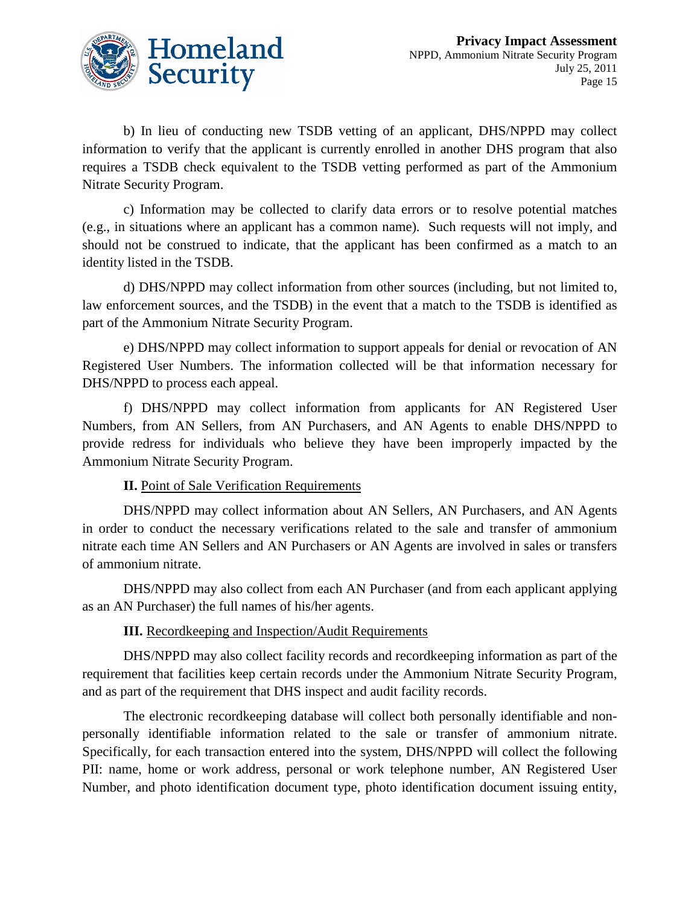b) In lieu of conducting new TSDB vetting of an applicant, DHS/NPPD may collect information to verify that the applicant is currently enrolled in another DHS program that also requires a TSDB check equivalent to the TSDB vetting performed as part of the Ammonium Nitrate Security Program.

c) Information may be collected to clarify data errors or to resolve potential matches (e.g., in situations where an applicant has a common name). Such requests will not imply, and should not be construed to indicate, that the applicant has been confirmed as a match to an identity listed in the TSDB.

d) DHS/NPPD may collect information from other sources (including, but not limited to, law enforcement sources, and the TSDB) in the event that a match to the TSDB is identified as part of the Ammonium Nitrate Security Program.

e) DHS/NPPD may collect information to support appeals for denial or revocation of AN Registered User Numbers. The information collected will be that information necessary for DHS/NPPD to process each appeal.

f) DHS/NPPD may collect information from applicants for AN Registered User Numbers, from AN Sellers, from AN Purchasers, and AN Agents to enable DHS/NPPD to provide redress for individuals who believe they have been improperly impacted by the Ammonium Nitrate Security Program.

**II.** Point of Sale Verification Requirements

DHS/NPPD may collect information about AN Sellers, AN Purchasers, and AN Agents in order to conduct the necessary verifications related to the sale and transfer of ammonium nitrate each time AN Sellers and AN Purchasers or AN Agents are involved in sales or transfers of ammonium nitrate.

DHS/NPPD may also collect from each AN Purchaser (and from each applicant applying as an AN Purchaser) the full names of his/her agents.

**III.** Recordkeeping and Inspection/Audit Requirements

DHS/NPPD may also collect facility records and recordkeeping information as part of the requirement that facilities keep certain records under the Ammonium Nitrate Security Program, and as part of the requirement that DHS inspect and audit facility records.

The electronic recordkeeping database will collect both personally identifiable and non-personally identifiable information related to the sale or transfer of ammonium nitrate. Specifically, for each transaction entered into the system, DHS/NPPD will collect the following PII: name, home or work address, personal or work telephone number, AN Registered User Number, and photo identification document type, photo identification document issuing entity,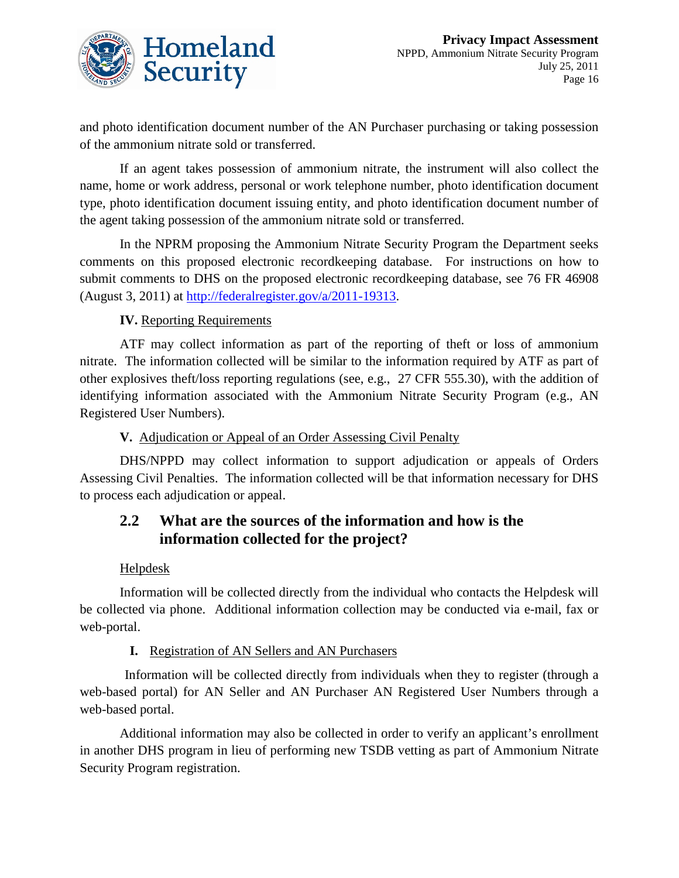and photo identification document number of the AN Purchaser purchasing or taking possession of the ammonium nitrate sold or transferred.

If an agent takes possession of ammonium nitrate, the instrument will also collect the name, home or work address, personal or work telephone number, photo identification document type, photo identification document issuing entity, and photo identification document number of the agent taking possession of the ammonium nitrate sold or transferred.

In the NPRM proposing the Ammonium Nitrate Security Program the Department seeks comments on this proposed electronic recordkeeping database. For instructions on how to submit comments to DHS on the proposed electronic recordkeeping database, see 76 FR 46908 (August 3, 2011) at [http://federalregister.gov/a/2011-19313](http://federalregister.gov/a/2011-19313).

**IV.** Reporting Requirements

ATF may collect information as part of the reporting of theft or loss of ammonium nitrate. The information collected will be similar to the information required by ATF as part of other explosives theft/loss reporting regulations (see, e.g., 27 CFR 555.30), with the addition of identifying information associated with the Ammonium Nitrate Security Program (e.g., AN Registered User Numbers).

**V.** Adjudication or Appeal of an Order Assessing Civil Penalty

DHS/NPPD may collect information to support adjudication or appeals of Orders Assessing Civil Penalties. The information collected will be that information necessary for DHS to process each adjudication or appeal.

## 2.2 What are the sources of the information and how is the information collected for the project?

Helpdesk

Information will be collected directly from the individual who contacts the Helpdesk will be collected via phone. Additional information collection may be conducted via e-mail, fax or web-portal.

**I.** Registration of AN Sellers and AN Purchasers

Information will be collected directly from individuals when they to register (through a web-based portal) for AN Seller and AN Purchaser AN Registered User Numbers through a web-based portal.

Additional information may also be collected in order to verify an applicant's enrollment in another DHS program in lieu of performing new TSDB vetting as part of Ammonium Nitrate Security Program registration.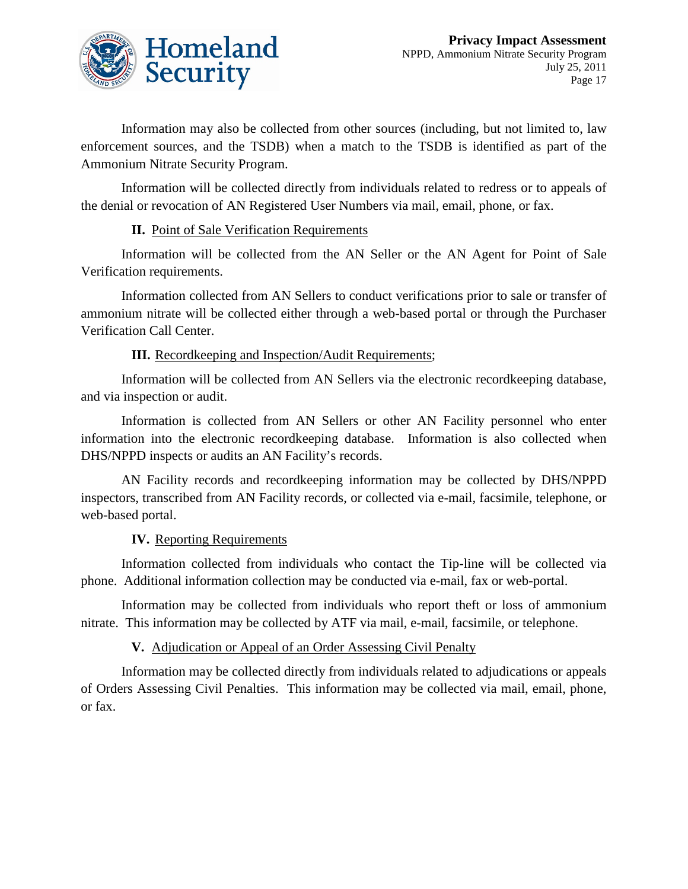Information may also be collected from other sources (including, but not limited to, law enforcement sources, and the TSDB) when a match to the TSDB is identified as part of the Ammonium Nitrate Security Program.

Information will be collected directly from individuals related to redress or to appeals of the denial or revocation of AN Registered User Numbers via mail, email, phone, or fax.

**II.** <u>Point of Sale Verification Requirements</u>

Information will be collected from the AN Seller or the AN Agent for Point of Sale Verification requirements.

Information collected from AN Sellers to conduct verifications prior to sale or transfer of ammonium nitrate will be collected either through a web-based portal or through the Purchaser Verification Call Center.

**III.** <u>Recordkeeping and Inspection/Audit Requirements</u>;

Information will be collected from AN Sellers via the electronic recordkeeping database, and via inspection or audit.

Information is collected from AN Sellers or other AN Facility personnel who enter information into the electronic recordkeeping database. Information is also collected when DHS/NPPD inspects or audits an AN Facility's records.

AN Facility records and recordkeeping information may be collected by DHS/NPPD inspectors, transcribed from AN Facility records, or collected via e-mail, facsimile, telephone, or web-based portal.

**IV.** <u>Reporting Requirements</u>

Information collected from individuals who contact the Tip-line will be collected via phone. Additional information collection may be conducted via e-mail, fax or web-portal.

Information may be collected from individuals who report theft or loss of ammonium nitrate. This information may be collected by ATF via mail, e-mail, facsimile, or telephone.

**V.** <u>Adjudication or Appeal of an Order Assessing Civil Penalty</u>

Information may be collected directly from individuals related to adjudications or appeals of Orders Assessing Civil Penalties. This information may be collected via mail, email, phone, or fax.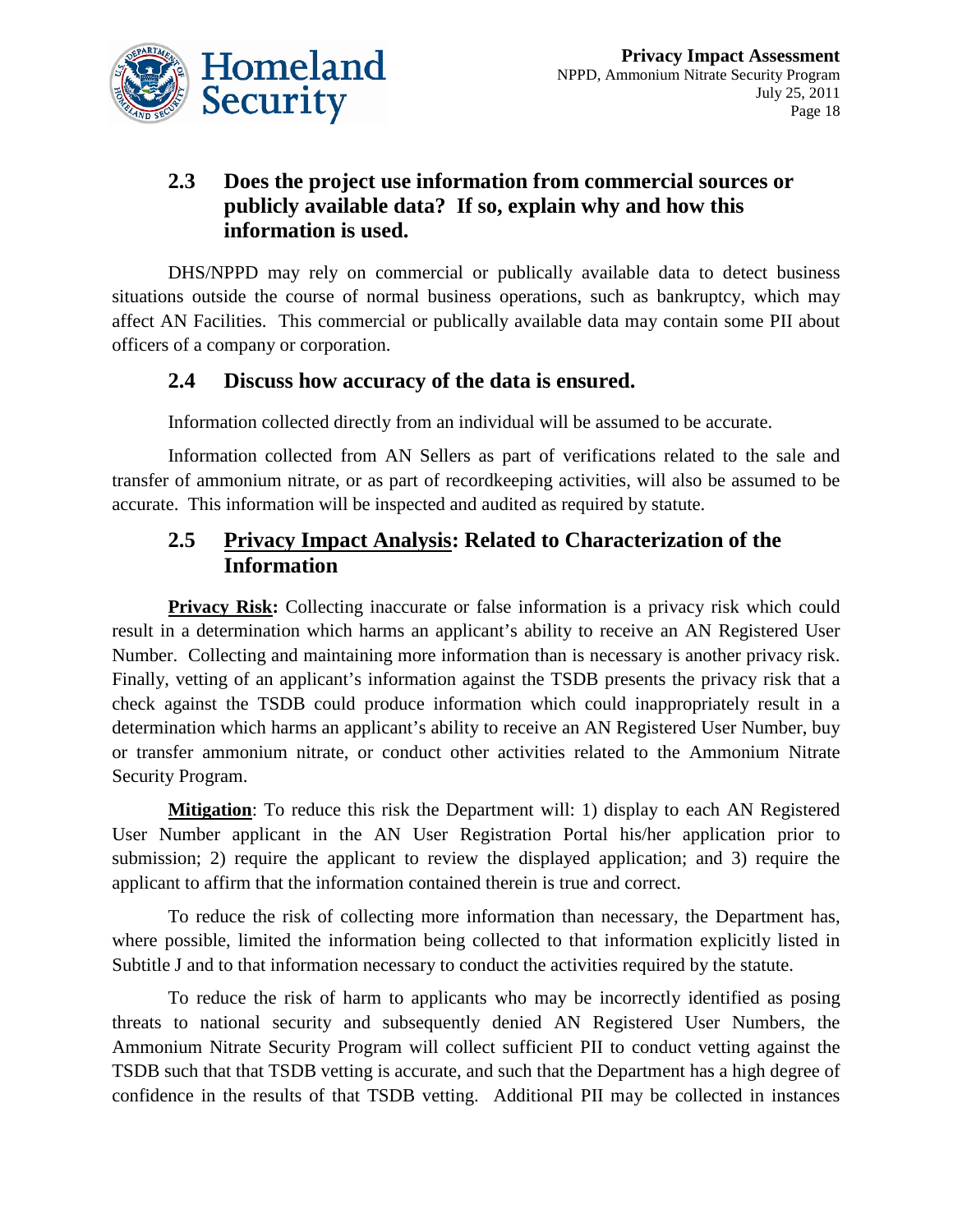## 2.3 Does the project use information from commercial sources or publicly available data? If so, explain why and how this information is used.

DHS/NPPD may rely on commercial or publically available data to detect business situations outside the course of normal business operations, such as bankruptcy, which may affect AN Facilities. This commercial or publically available data may contain some PII about officers of a company or corporation.

## 2.4 Discuss how accuracy of the data is ensured.

Information collected directly from an individual will be assumed to be accurate.

Information collected from AN Sellers as part of verifications related to the sale and transfer of ammonium nitrate, or as part of recordkeeping activities, will also be assumed to be accurate. This information will be inspected and audited as required by statute.

## 2.5 Privacy Impact Analysis: Related to Characterization of the Information

**Privacy Risk:** Collecting inaccurate or false information is a privacy risk which could result in a determination which harms an applicant's ability to receive an AN Registered User Number. Collecting and maintaining more information than is necessary is another privacy risk. Finally, vetting of an applicant's information against the TSDB presents the privacy risk that a check against the TSDB could produce information which could inappropriately result in a determination which harms an applicant's ability to receive an AN Registered User Number, buy or transfer ammonium nitrate, or conduct other activities related to the Ammonium Nitrate Security Program.

**Mitigation**: To reduce this risk the Department will: 1) display to each AN Registered User Number applicant in the AN User Registration Portal his/her application prior to submission; 2) require the applicant to review the displayed application; and 3) require the applicant to affirm that the information contained therein is true and correct.

To reduce the risk of collecting more information than necessary, the Department has, where possible, limited the information being collected to that information explicitly listed in Subtitle J and to that information necessary to conduct the activities required by the statute.

To reduce the risk of harm to applicants who may be incorrectly identified as posing threats to national security and subsequently denied AN Registered User Numbers, the Ammonium Nitrate Security Program will collect sufficient PII to conduct vetting against the TSDB such that that TSDB vetting is accurate, and such that the Department has a high degree of confidence in the results of that TSDB vetting. Additional PII may be collected in instances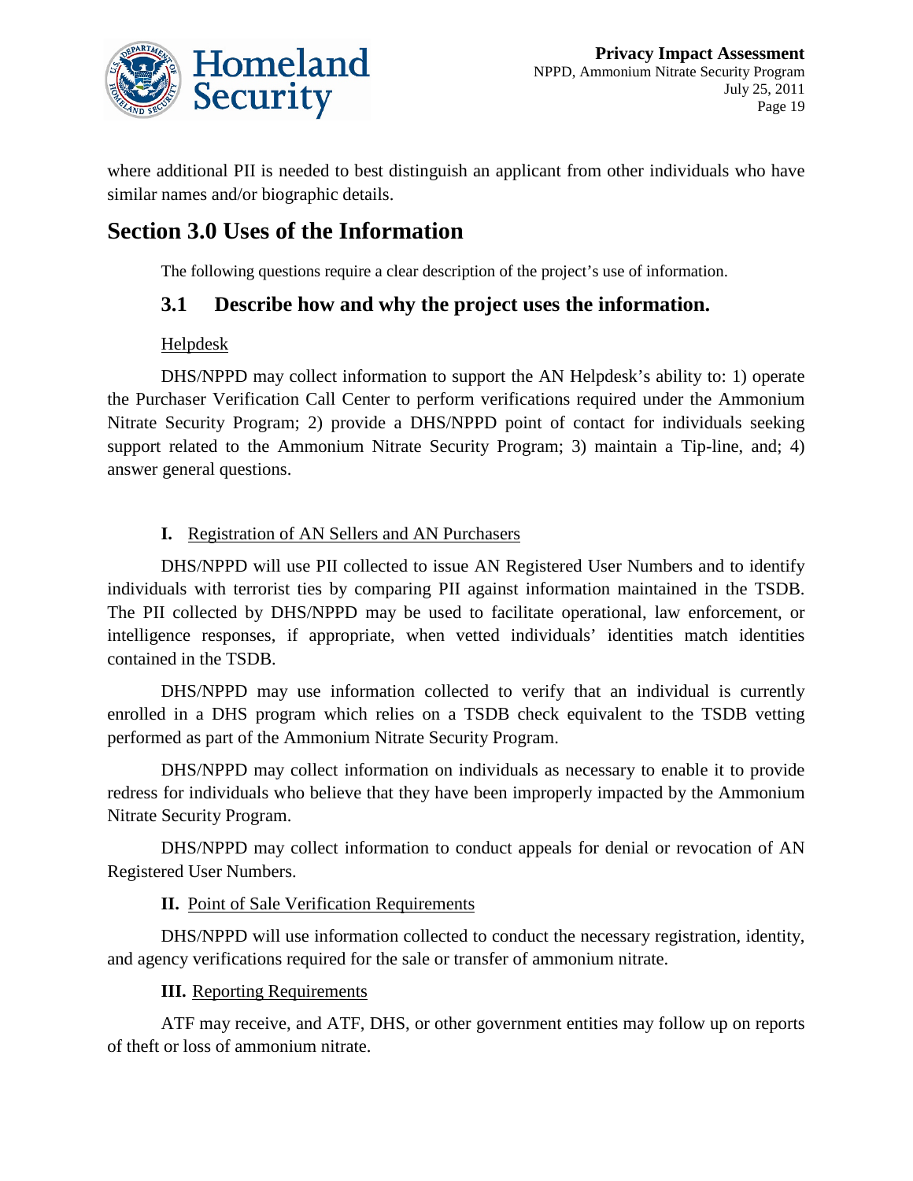where additional PII is needed to best distinguish an applicant from other individuals who have similar names and/or biographic details.

# Section 3.0 Uses of the Information

The following questions require a clear description of the project's use of information.

## 3.1 Describe how and why the project uses the information.

Helpdesk

DHS/NPPD may collect information to support the AN Helpdesk's ability to: 1) operate the Purchaser Verification Call Center to perform verifications required under the Ammonium Nitrate Security Program; 2) provide a DHS/NPPD point of contact for individuals seeking support related to the Ammonium Nitrate Security Program; 3) maintain a Tip-line, and; 4) answer general questions.

**I.** Registration of AN Sellers and AN Purchasers

DHS/NPPD will use PII collected to issue AN Registered User Numbers and to identify individuals with terrorist ties by comparing PII against information maintained in the TSDB. The PII collected by DHS/NPPD may be used to facilitate operational, law enforcement, or intelligence responses, if appropriate, when vetted individuals' identities match identities contained in the TSDB.

DHS/NPPD may use information collected to verify that an individual is currently enrolled in a DHS program which relies on a TSDB check equivalent to the TSDB vetting performed as part of the Ammonium Nitrate Security Program.

DHS/NPPD may collect information on individuals as necessary to enable it to provide redress for individuals who believe that they have been improperly impacted by the Ammonium Nitrate Security Program.

DHS/NPPD may collect information to conduct appeals for denial or revocation of AN Registered User Numbers.

**II.** Point of Sale Verification Requirements

DHS/NPPD will use information collected to conduct the necessary registration, identity, and agency verifications required for the sale or transfer of ammonium nitrate.

**III.** Reporting Requirements

ATF may receive, and ATF, DHS, or other government entities may follow up on reports of theft or loss of ammonium nitrate.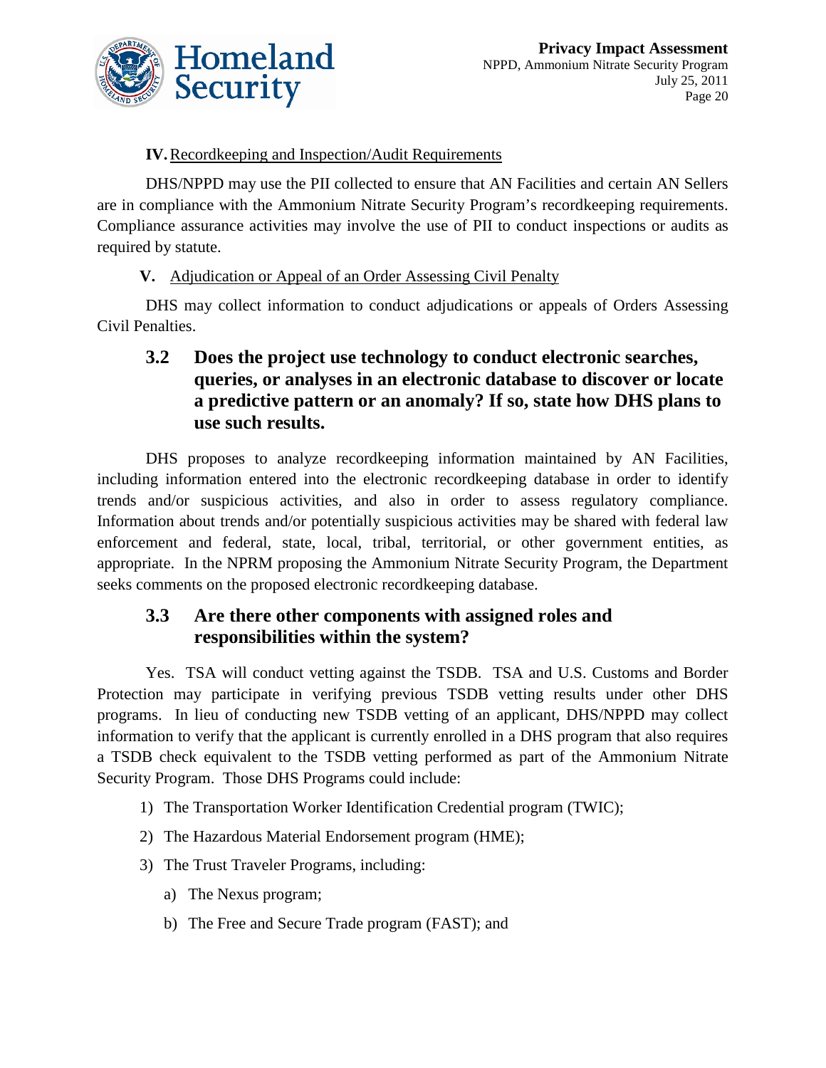**IV.** Recordkeeping and Inspection/Audit Requirements

DHS/NPPD may use the PII collected to ensure that AN Facilities and certain AN Sellers are in compliance with the Ammonium Nitrate Security Program's recordkeeping requirements. Compliance assurance activities may involve the use of PII to conduct inspections or audits as required by statute.

**V.** Adjudication or Appeal of an Order Assessing Civil Penalty

DHS may collect information to conduct adjudications or appeals of Orders Assessing Civil Penalties.

## 3.2 Does the project use technology to conduct electronic searches, queries, or analyses in an electronic database to discover or locate a predictive pattern or an anomaly? If so, state how DHS plans to use such results.

DHS proposes to analyze recordkeeping information maintained by AN Facilities, including information entered into the electronic recordkeeping database in order to identify trends and/or suspicious activities, and also in order to assess regulatory compliance. Information about trends and/or potentially suspicious activities may be shared with federal law enforcement and federal, state, local, tribal, territorial, or other government entities, as appropriate. In the NPRM proposing the Ammonium Nitrate Security Program, the Department seeks comments on the proposed electronic recordkeeping database.

## 3.3 Are there other components with assigned roles and responsibilities within the system?

Yes. TSA will conduct vetting against the TSDB. TSA and U.S. Customs and Border Protection may participate in verifying previous TSDB vetting results under other DHS programs. In lieu of conducting new TSDB vetting of an applicant, DHS/NPPD may collect information to verify that the applicant is currently enrolled in a DHS program that also requires a TSDB check equivalent to the TSDB vetting performed as part of the Ammonium Nitrate Security Program. Those DHS Programs could include:

1) The Transportation Worker Identification Credential program (TWIC);
2) The Hazardous Material Endorsement program (HME);
3) The Trust Traveler Programs, including:
   a) The Nexus program;
   b) The Free and Secure Trade program (FAST); and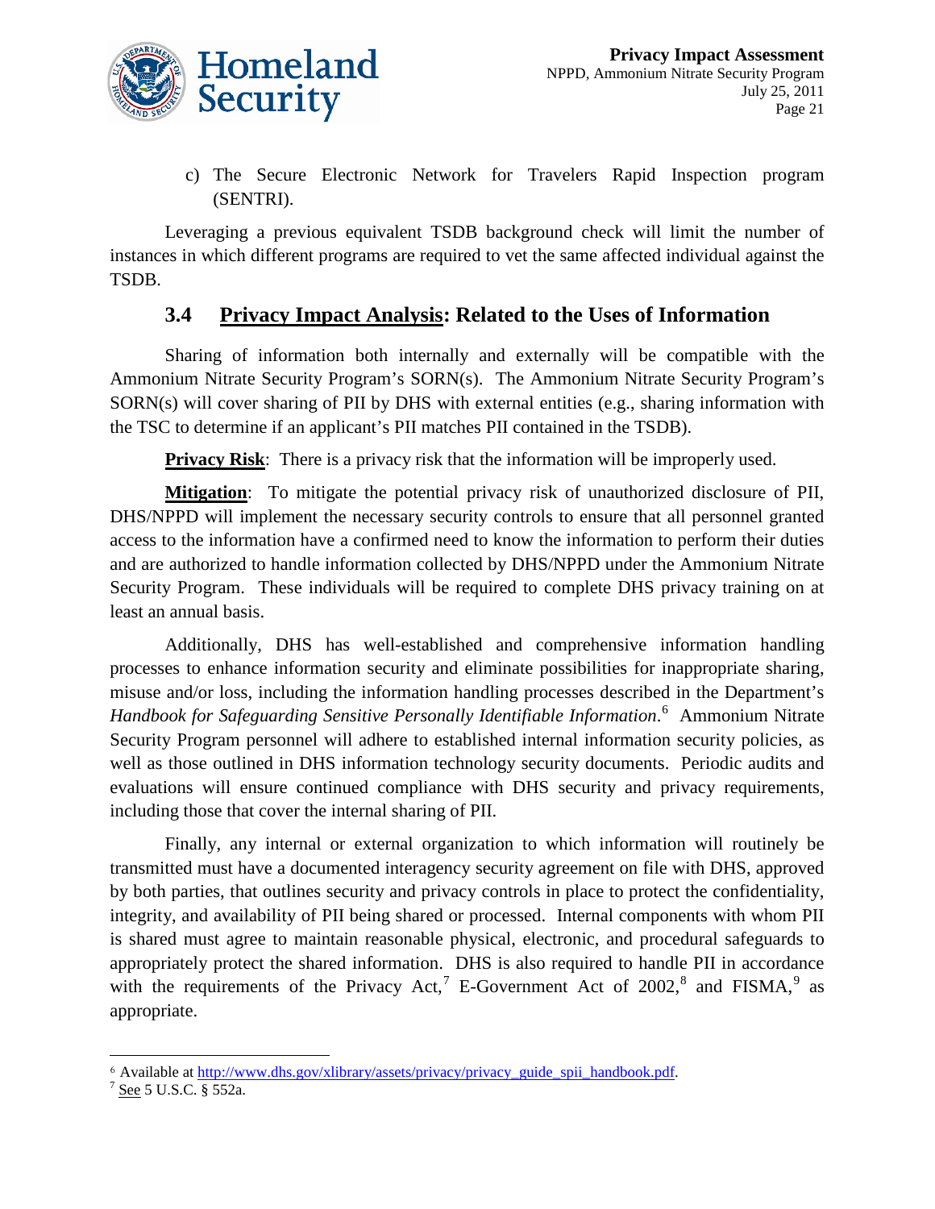c) The Secure Electronic Network for Travelers Rapid Inspection program (SENTRI).

Leveraging a previous equivalent TSDB background check will limit the number of instances in which different programs are required to vet the same affected individual against the TSDB.

## 3.4 Privacy Impact Analysis: Related to the Uses of Information

Sharing of information both internally and externally will be compatible with the Ammonium Nitrate Security Program's SORN(s). The Ammonium Nitrate Security Program's SORN(s) will cover sharing of PII by DHS with external entities (e.g., sharing information with the TSC to determine if an applicant's PII matches PII contained in the TSDB).

**Privacy Risk**: There is a privacy risk that the information will be improperly used.

**Mitigation**: To mitigate the potential privacy risk of unauthorized disclosure of PII, DHS/NPPD will implement the necessary security controls to ensure that all personnel granted access to the information have a confirmed need to know the information to perform their duties and are authorized to handle information collected by DHS/NPPD under the Ammonium Nitrate Security Program. These individuals will be required to complete DHS privacy training on at least an annual basis.

Additionally, DHS has well-established and comprehensive information handling processes to enhance information security and eliminate possibilities for inappropriate sharing, misuse and/or loss, including the information handling processes described in the Department's *Handbook for Safeguarding Sensitive Personally Identifiable Information*.[6] Ammonium Nitrate Security Program personnel will adhere to established internal information security policies, as well as those outlined in DHS information technology security documents. Periodic audits and evaluations will ensure continued compliance with DHS security and privacy requirements, including those that cover the internal sharing of PII.

Finally, any internal or external organization to which information will routinely be transmitted must have a documented interagency security agreement on file with DHS, approved by both parties, that outlines security and privacy controls in place to protect the confidentiality, integrity, and availability of PII being shared or processed. Internal components with whom PII is shared must agree to maintain reasonable physical, electronic, and procedural safeguards to appropriately protect the shared information. DHS is also required to handle PII in accordance with the requirements of the Privacy Act,[7] E-Government Act of 2002,[8] and FISMA,[9] as appropriate.

---

[6] Available at http://www.dhs.gov/xlibrary/assets/privacy/privacy_guide_spii_handbook.pdf.

[7] See 5 U.S.C. § 552a.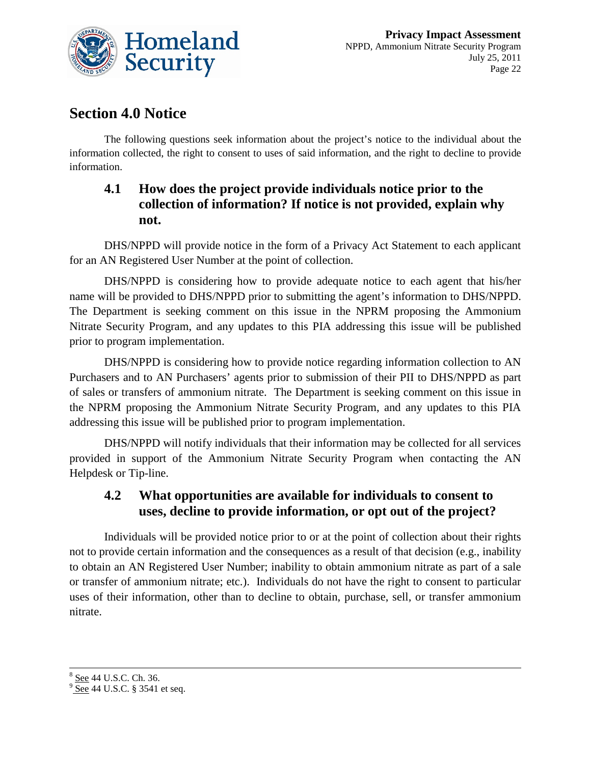## Section 4.0 Notice

The following questions seek information about the project's notice to the individual about the information collected, the right to consent to uses of said information, and the right to decline to provide information.

### 4.1 How does the project provide individuals notice prior to the collection of information? If notice is not provided, explain why not.

DHS/NPPD will provide notice in the form of a Privacy Act Statement to each applicant for an AN Registered User Number at the point of collection.

DHS/NPPD is considering how to provide adequate notice to each agent that his/her name will be provided to DHS/NPPD prior to submitting the agent's information to DHS/NPPD. The Department is seeking comment on this issue in the NPRM proposing the Ammonium Nitrate Security Program, and any updates to this PIA addressing this issue will be published prior to program implementation.

DHS/NPPD is considering how to provide notice regarding information collection to AN Purchasers and to AN Purchasers' agents prior to submission of their PII to DHS/NPPD as part of sales or transfers of ammonium nitrate. The Department is seeking comment on this issue in the NPRM proposing the Ammonium Nitrate Security Program, and any updates to this PIA addressing this issue will be published prior to program implementation.

DHS/NPPD will notify individuals that their information may be collected for all services provided in support of the Ammonium Nitrate Security Program when contacting the AN Helpdesk or Tip-line.

### 4.2 What opportunities are available for individuals to consent to uses, decline to provide information, or opt out of the project?

Individuals will be provided notice prior to or at the point of collection about their rights not to provide certain information and the consequences as a result of that decision (e.g., inability to obtain an AN Registered User Number; inability to obtain ammonium nitrate as part of a sale or transfer of ammonium nitrate; etc.). Individuals do not have the right to consent to particular uses of their information, other than to decline to obtain, purchase, sell, or transfer ammonium nitrate.

---

[8] See 44 U.S.C. Ch. 36.

[9] See 44 U.S.C. § 3541 et seq.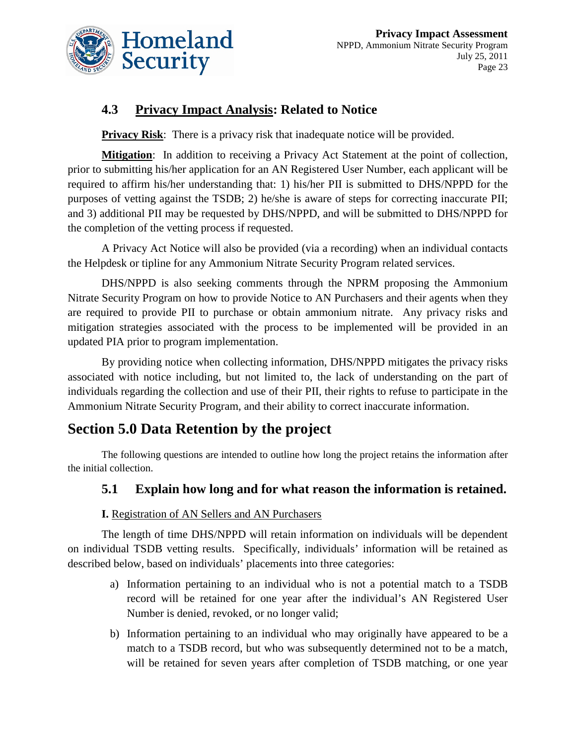### 4.3 <u>Privacy Impact Analysis</u>: Related to Notice

**<u>Privacy Risk</u>**: There is a privacy risk that inadequate notice will be provided.

**<u>Mitigation</u>**: In addition to receiving a Privacy Act Statement at the point of collection, prior to submitting his/her application for an AN Registered User Number, each applicant will be required to affirm his/her understanding that: 1) his/her PII is submitted to DHS/NPPD for the purposes of vetting against the TSDB; 2) he/she is aware of steps for correcting inaccurate PII; and 3) additional PII may be requested by DHS/NPPD, and will be submitted to DHS/NPPD for the completion of the vetting process if requested.

A Privacy Act Notice will also be provided (via a recording) when an individual contacts the Helpdesk or tipline for any Ammonium Nitrate Security Program related services.

DHS/NPPD is also seeking comments through the NPRM proposing the Ammonium Nitrate Security Program on how to provide Notice to AN Purchasers and their agents when they are required to provide PII to purchase or obtain ammonium nitrate. Any privacy risks and mitigation strategies associated with the process to be implemented will be provided in an updated PIA prior to program implementation.

By providing notice when collecting information, DHS/NPPD mitigates the privacy risks associated with notice including, but not limited to, the lack of understanding on the part of individuals regarding the collection and use of their PII, their rights to refuse to participate in the Ammonium Nitrate Security Program, and their ability to correct inaccurate information.

## Section 5.0 Data Retention by the project

The following questions are intended to outline how long the project retains the information after the initial collection.

### 5.1 Explain how long and for what reason the information is retained.

**I.** <u>Registration of AN Sellers and AN Purchasers</u>

The length of time DHS/NPPD will retain information on individuals will be dependent on individual TSDB vetting results. Specifically, individuals' information will be retained as described below, based on individuals' placements into three categories:

a) Information pertaining to an individual who is not a potential match to a TSDB record will be retained for one year after the individual's AN Registered User Number is denied, revoked, or no longer valid;

b) Information pertaining to an individual who may originally have appeared to be a match to a TSDB record, but who was subsequently determined not to be a match, will be retained for seven years after completion of TSDB matching, or one year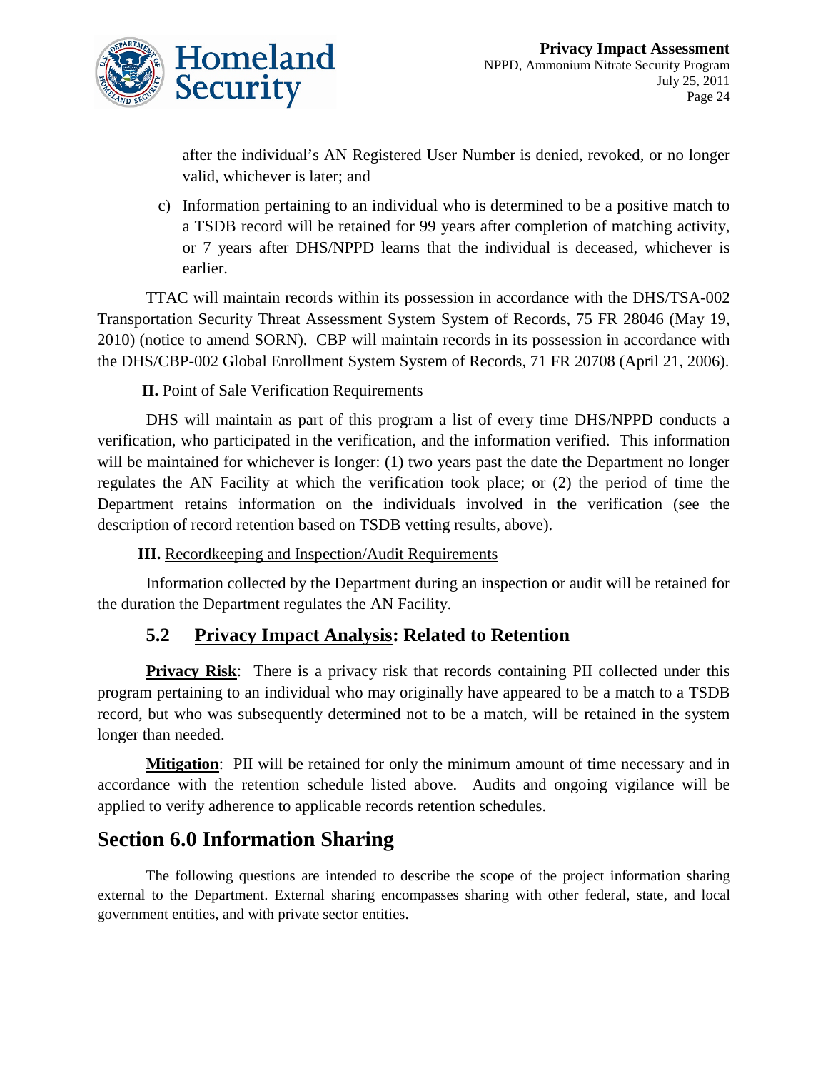after the individual's AN Registered User Number is denied, revoked, or no longer valid, whichever is later; and

c) Information pertaining to an individual who is determined to be a positive match to a TSDB record will be retained for 99 years after completion of matching activity, or 7 years after DHS/NPPD learns that the individual is deceased, whichever is earlier.

TTAC will maintain records within its possession in accordance with the DHS/TSA-002 Transportation Security Threat Assessment System System of Records, 75 FR 28046 (May 19, 2010) (notice to amend SORN). CBP will maintain records in its possession in accordance with the DHS/CBP-002 Global Enrollment System System of Records, 71 FR 20708 (April 21, 2006).

**II.** Point of Sale Verification Requirements

DHS will maintain as part of this program a list of every time DHS/NPPD conducts a verification, who participated in the verification, and the information verified. This information will be maintained for whichever is longer: (1) two years past the date the Department no longer regulates the AN Facility at which the verification took place; or (2) the period of time the Department retains information on the individuals involved in the verification (see the description of record retention based on TSDB vetting results, above).

**III.** Recordkeeping and Inspection/Audit Requirements

Information collected by the Department during an inspection or audit will be retained for the duration the Department regulates the AN Facility.

## 5.2 Privacy Impact Analysis: Related to Retention

**Privacy Risk**: There is a privacy risk that records containing PII collected under this program pertaining to an individual who may originally have appeared to be a match to a TSDB record, but who was subsequently determined not to be a match, will be retained in the system longer than needed.

**Mitigation**: PII will be retained for only the minimum amount of time necessary and in accordance with the retention schedule listed above. Audits and ongoing vigilance will be applied to verify adherence to applicable records retention schedules.

# Section 6.0 Information Sharing

The following questions are intended to describe the scope of the project information sharing external to the Department. External sharing encompasses sharing with other federal, state, and local government entities, and with private sector entities.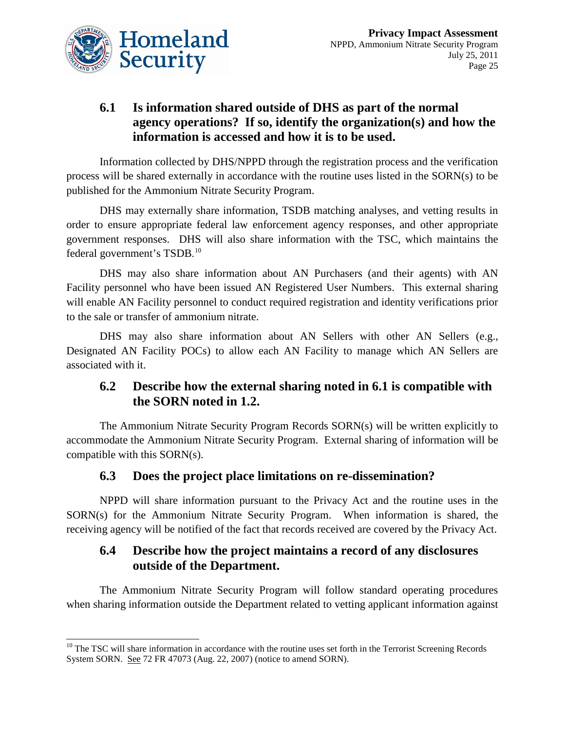### 6.1 Is information shared outside of DHS as part of the normal agency operations? If so, identify the organization(s) and how the information is accessed and how it is to be used.

Information collected by DHS/NPPD through the registration process and the verification process will be shared externally in accordance with the routine uses listed in the SORN(s) to be published for the Ammonium Nitrate Security Program.

DHS may externally share information, TSDB matching analyses, and vetting results in order to ensure appropriate federal law enforcement agency responses, and other appropriate government responses. DHS will also share information with the TSC, which maintains the federal government's TSDB.[10]

DHS may also share information about AN Purchasers (and their agents) with AN Facility personnel who have been issued AN Registered User Numbers. This external sharing will enable AN Facility personnel to conduct required registration and identity verifications prior to the sale or transfer of ammonium nitrate.

DHS may also share information about AN Sellers with other AN Sellers (e.g., Designated AN Facility POCs) to allow each AN Facility to manage which AN Sellers are associated with it.

### 6.2 Describe how the external sharing noted in 6.1 is compatible with the SORN noted in 1.2.

The Ammonium Nitrate Security Program Records SORN(s) will be written explicitly to accommodate the Ammonium Nitrate Security Program. External sharing of information will be compatible with this SORN(s).

### 6.3 Does the project place limitations on re-dissemination?

NPPD will share information pursuant to the Privacy Act and the routine uses in the SORN(s) for the Ammonium Nitrate Security Program. When information is shared, the receiving agency will be notified of the fact that records received are covered by the Privacy Act.

### 6.4 Describe how the project maintains a record of any disclosures outside of the Department.

The Ammonium Nitrate Security Program will follow standard operating procedures when sharing information outside the Department related to vetting applicant information against

---

[10] The TSC will share information in accordance with the routine uses set forth in the Terrorist Screening Records System SORN. See 72 FR 47073 (Aug. 22, 2007) (notice to amend SORN).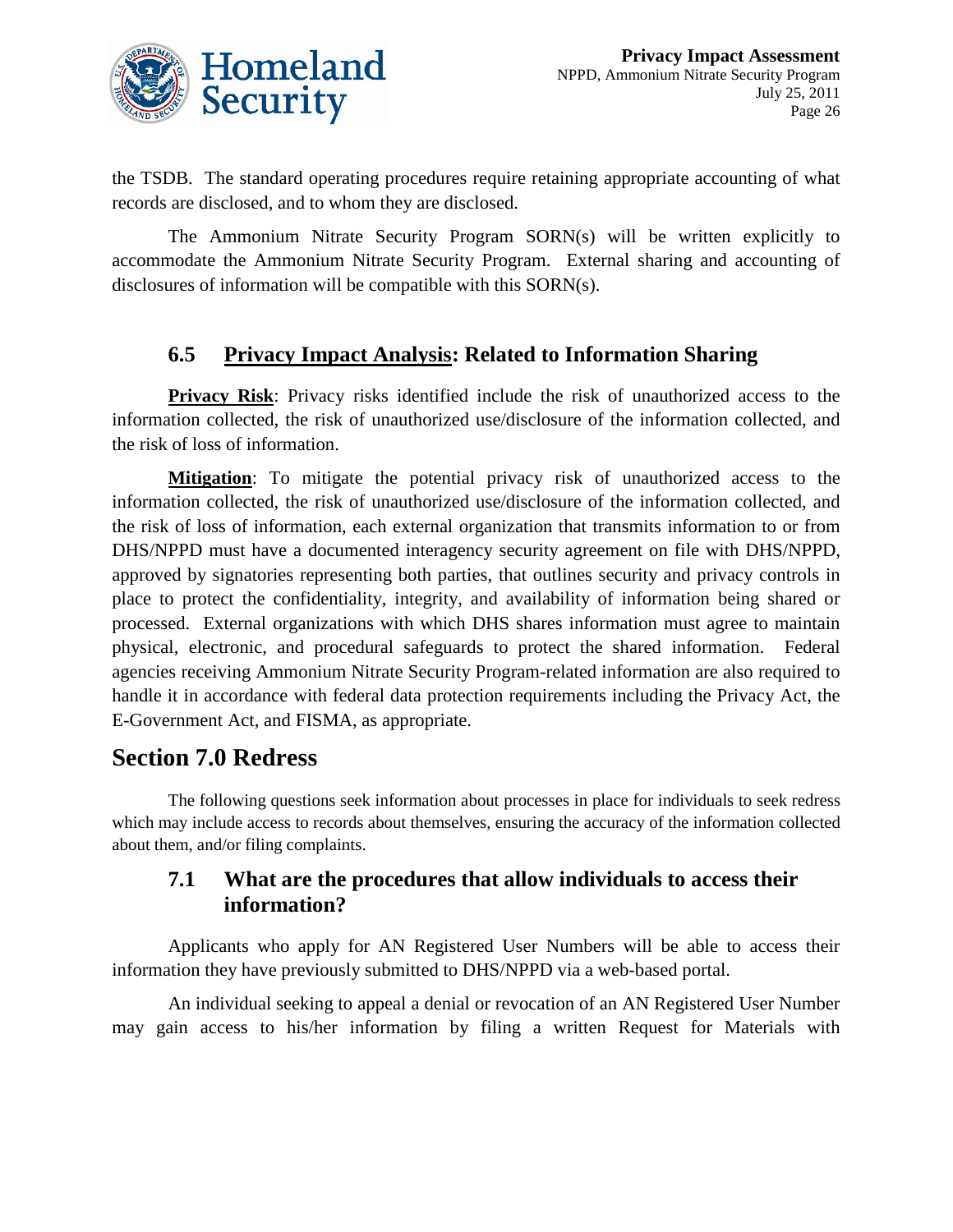the TSDB. The standard operating procedures require retaining appropriate accounting of what records are disclosed, and to whom they are disclosed.

The Ammonium Nitrate Security Program SORN(s) will be written explicitly to accommodate the Ammonium Nitrate Security Program. External sharing and accounting of disclosures of information will be compatible with this SORN(s).

### 6.5 Privacy Impact Analysis: Related to Information Sharing

**Privacy Risk**: Privacy risks identified include the risk of unauthorized access to the information collected, the risk of unauthorized use/disclosure of the information collected, and the risk of loss of information.

**Mitigation**: To mitigate the potential privacy risk of unauthorized access to the information collected, the risk of unauthorized use/disclosure of the information collected, and the risk of loss of information, each external organization that transmits information to or from DHS/NPPD must have a documented interagency security agreement on file with DHS/NPPD, approved by signatories representing both parties, that outlines security and privacy controls in place to protect the confidentiality, integrity, and availability of information being shared or processed. External organizations with which DHS shares information must agree to maintain physical, electronic, and procedural safeguards to protect the shared information. Federal agencies receiving Ammonium Nitrate Security Program-related information are also required to handle it in accordance with federal data protection requirements including the Privacy Act, the E-Government Act, and FISMA, as appropriate.

## Section 7.0 Redress

The following questions seek information about processes in place for individuals to seek redress which may include access to records about themselves, ensuring the accuracy of the information collected about them, and/or filing complaints.

### 7.1 What are the procedures that allow individuals to access their information?

Applicants who apply for AN Registered User Numbers will be able to access their information they have previously submitted to DHS/NPPD via a web-based portal.

An individual seeking to appeal a denial or revocation of an AN Registered User Number may gain access to his/her information by filing a written Request for Materials with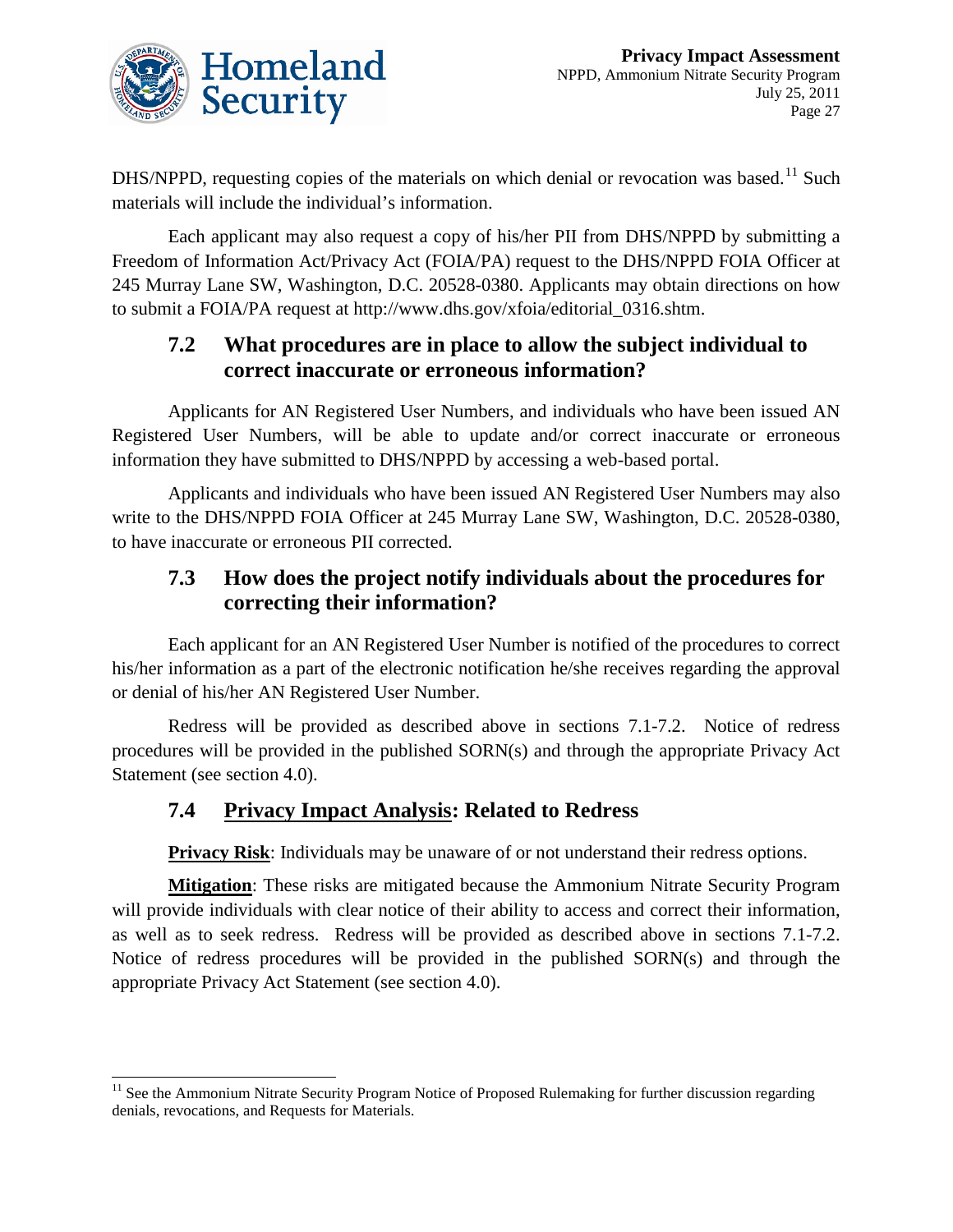DHS/NPPD, requesting copies of the materials on which denial or revocation was based.[11] Such materials will include the individual's information.

Each applicant may also request a copy of his/her PII from DHS/NPPD by submitting a Freedom of Information Act/Privacy Act (FOIA/PA) request to the DHS/NPPD FOIA Officer at 245 Murray Lane SW, Washington, D.C. 20528-0380. Applicants may obtain directions on how to submit a FOIA/PA request at http://www.dhs.gov/xfoia/editorial_0316.shtm.

### 7.2 What procedures are in place to allow the subject individual to correct inaccurate or erroneous information?

Applicants for AN Registered User Numbers, and individuals who have been issued AN Registered User Numbers, will be able to update and/or correct inaccurate or erroneous information they have submitted to DHS/NPPD by accessing a web-based portal.

Applicants and individuals who have been issued AN Registered User Numbers may also write to the DHS/NPPD FOIA Officer at 245 Murray Lane SW, Washington, D.C. 20528-0380, to have inaccurate or erroneous PII corrected.

### 7.3 How does the project notify individuals about the procedures for correcting their information?

Each applicant for an AN Registered User Number is notified of the procedures to correct his/her information as a part of the electronic notification he/she receives regarding the approval or denial of his/her AN Registered User Number.

Redress will be provided as described above in sections 7.1-7.2. Notice of redress procedures will be provided in the published SORN(s) and through the appropriate Privacy Act Statement (see section 4.0).

### 7.4 Privacy Impact Analysis: Related to Redress

**Privacy Risk**: Individuals may be unaware of or not understand their redress options.

**Mitigation**: These risks are mitigated because the Ammonium Nitrate Security Program will provide individuals with clear notice of their ability to access and correct their information, as well as to seek redress. Redress will be provided as described above in sections 7.1-7.2. Notice of redress procedures will be provided in the published SORN(s) and through the appropriate Privacy Act Statement (see section 4.0).

---

[11] See the Ammonium Nitrate Security Program Notice of Proposed Rulemaking for further discussion regarding denials, revocations, and Requests for Materials.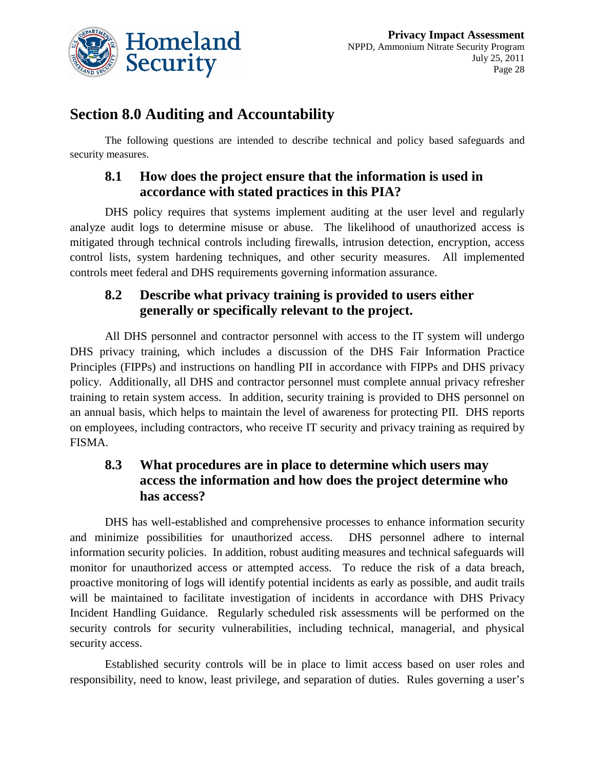## Section 8.0 Auditing and Accountability

The following questions are intended to describe technical and policy based safeguards and security measures.

### 8.1 How does the project ensure that the information is used in accordance with stated practices in this PIA?

DHS policy requires that systems implement auditing at the user level and regularly analyze audit logs to determine misuse or abuse. The likelihood of unauthorized access is mitigated through technical controls including firewalls, intrusion detection, encryption, access control lists, system hardening techniques, and other security measures. All implemented controls meet federal and DHS requirements governing information assurance.

### 8.2 Describe what privacy training is provided to users either generally or specifically relevant to the project.

All DHS personnel and contractor personnel with access to the IT system will undergo DHS privacy training, which includes a discussion of the DHS Fair Information Practice Principles (FIPPs) and instructions on handling PII in accordance with FIPPs and DHS privacy policy. Additionally, all DHS and contractor personnel must complete annual privacy refresher training to retain system access. In addition, security training is provided to DHS personnel on an annual basis, which helps to maintain the level of awareness for protecting PII. DHS reports on employees, including contractors, who receive IT security and privacy training as required by FISMA.

### 8.3 What procedures are in place to determine which users may access the information and how does the project determine who has access?

DHS has well-established and comprehensive processes to enhance information security and minimize possibilities for unauthorized access. DHS personnel adhere to internal information security policies. In addition, robust auditing measures and technical safeguards will monitor for unauthorized access or attempted access. To reduce the risk of a data breach, proactive monitoring of logs will identify potential incidents as early as possible, and audit trails will be maintained to facilitate investigation of incidents in accordance with DHS Privacy Incident Handling Guidance. Regularly scheduled risk assessments will be performed on the security controls for security vulnerabilities, including technical, managerial, and physical security access.

Established security controls will be in place to limit access based on user roles and responsibility, need to know, least privilege, and separation of duties. Rules governing a user's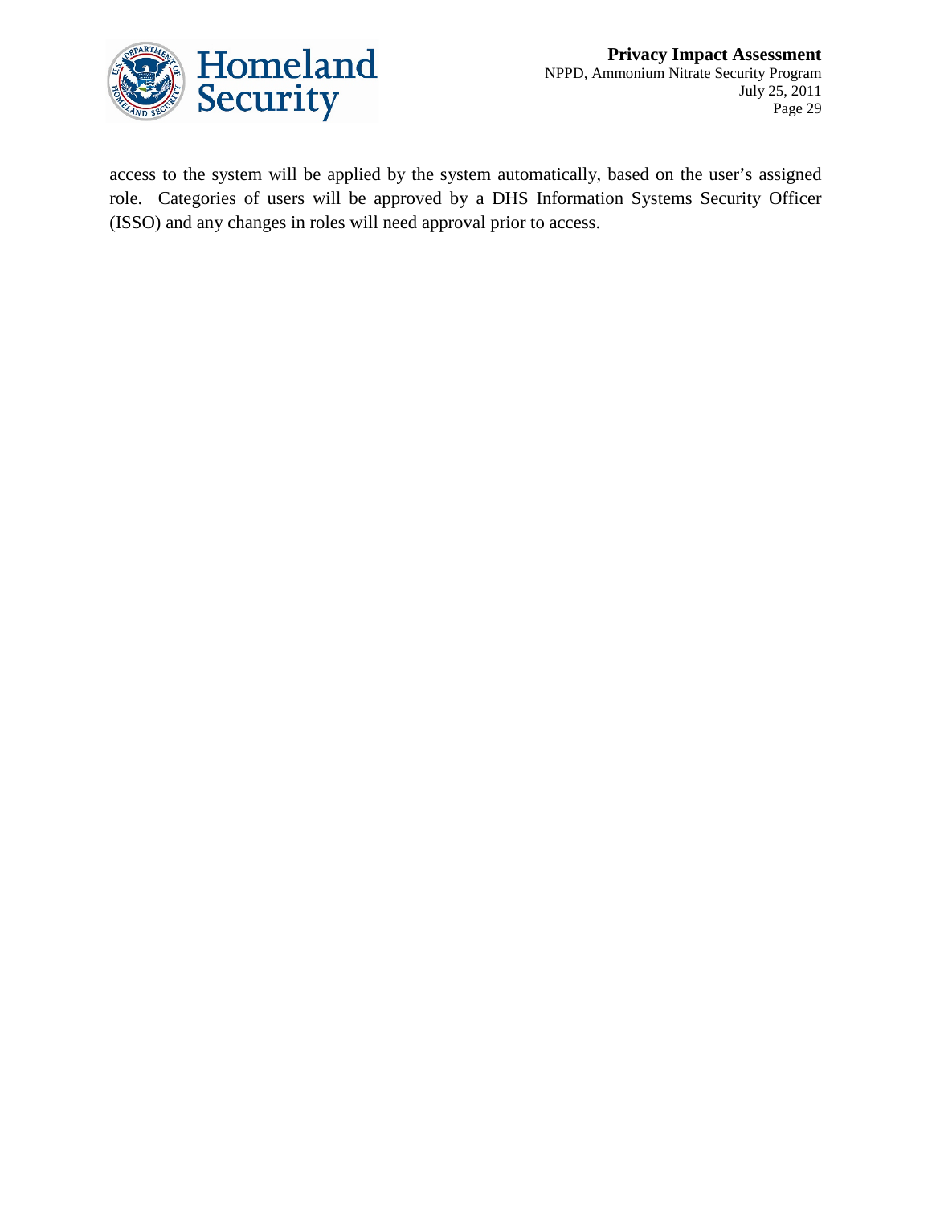access to the system will be applied by the system automatically, based on the user's assigned role. Categories of users will be approved by a DHS Information Systems Security Officer (ISSO) and any changes in roles will need approval prior to access.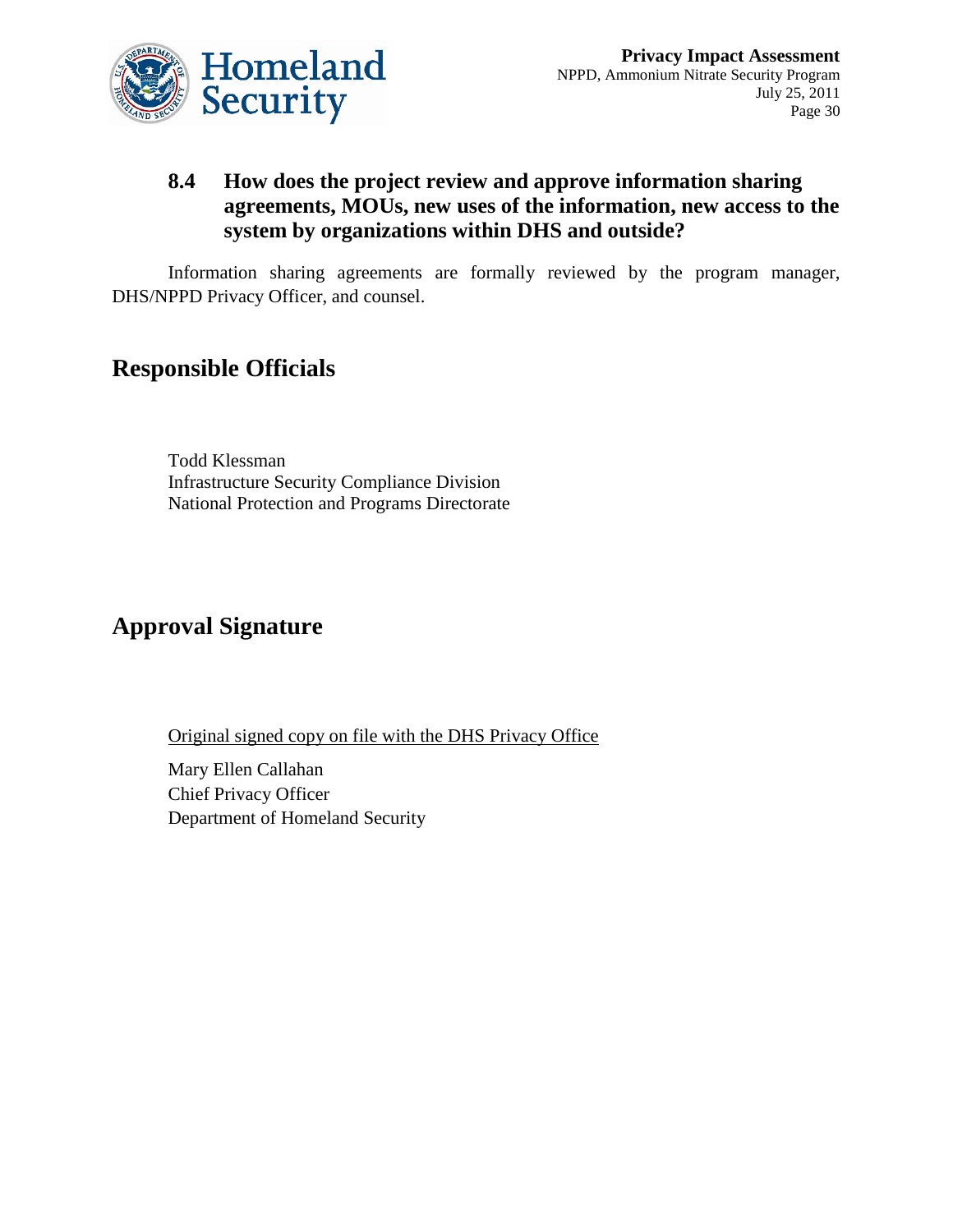### 8.4 How does the project review and approve information sharing agreements, MOUs, new uses of the information, new access to the system by organizations within DHS and outside?

Information sharing agreements are formally reviewed by the program manager, DHS/NPPD Privacy Officer, and counsel.

## Responsible Officials

Todd Klessman  
Infrastructure Security Compliance Division  
National Protection and Programs Directorate

## Approval Signature

Original signed copy on file with the DHS Privacy Office

Mary Ellen Callahan  
Chief Privacy Officer  
Department of Homeland Security